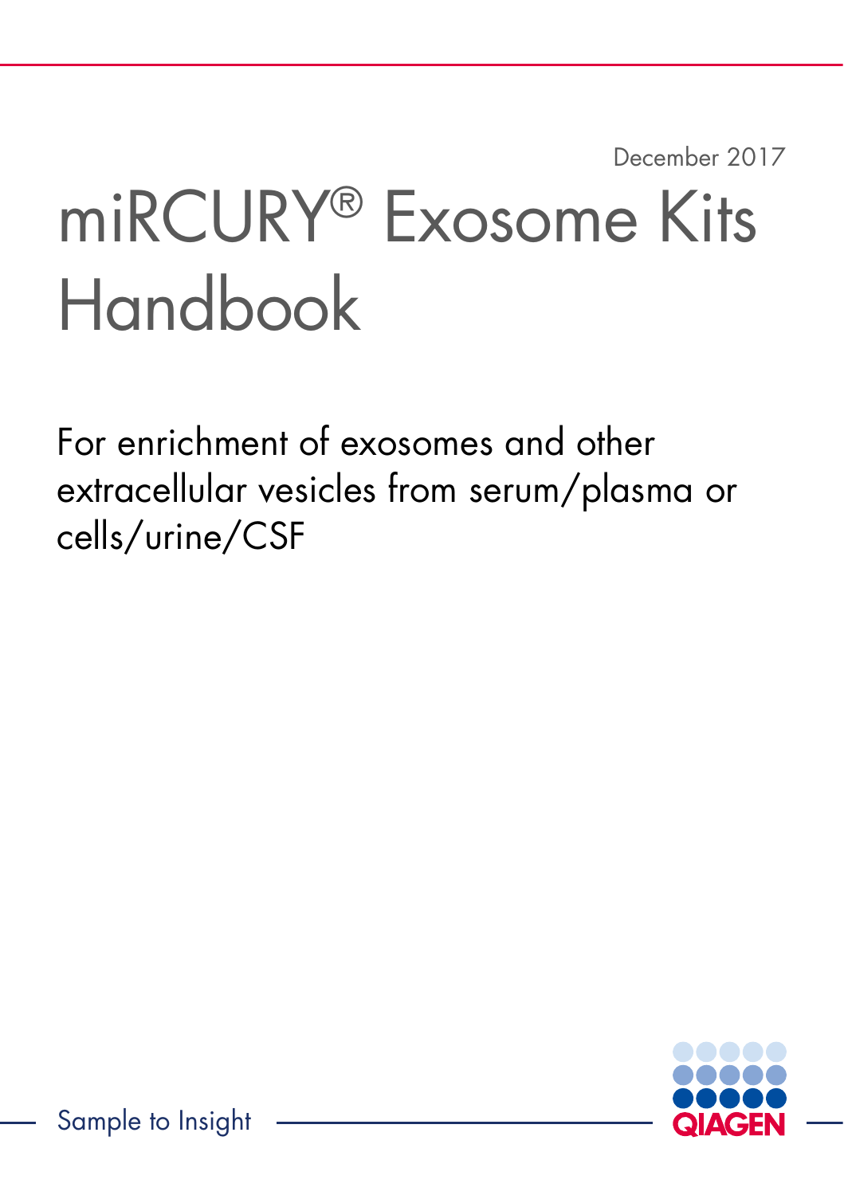December 2017

# miRCURY® Exosome Kits Handbook

For enrichment of exosomes and other extracellular vesicles from serum/plasma or cells/urine/CSF

Sample to Insight

QIAGEN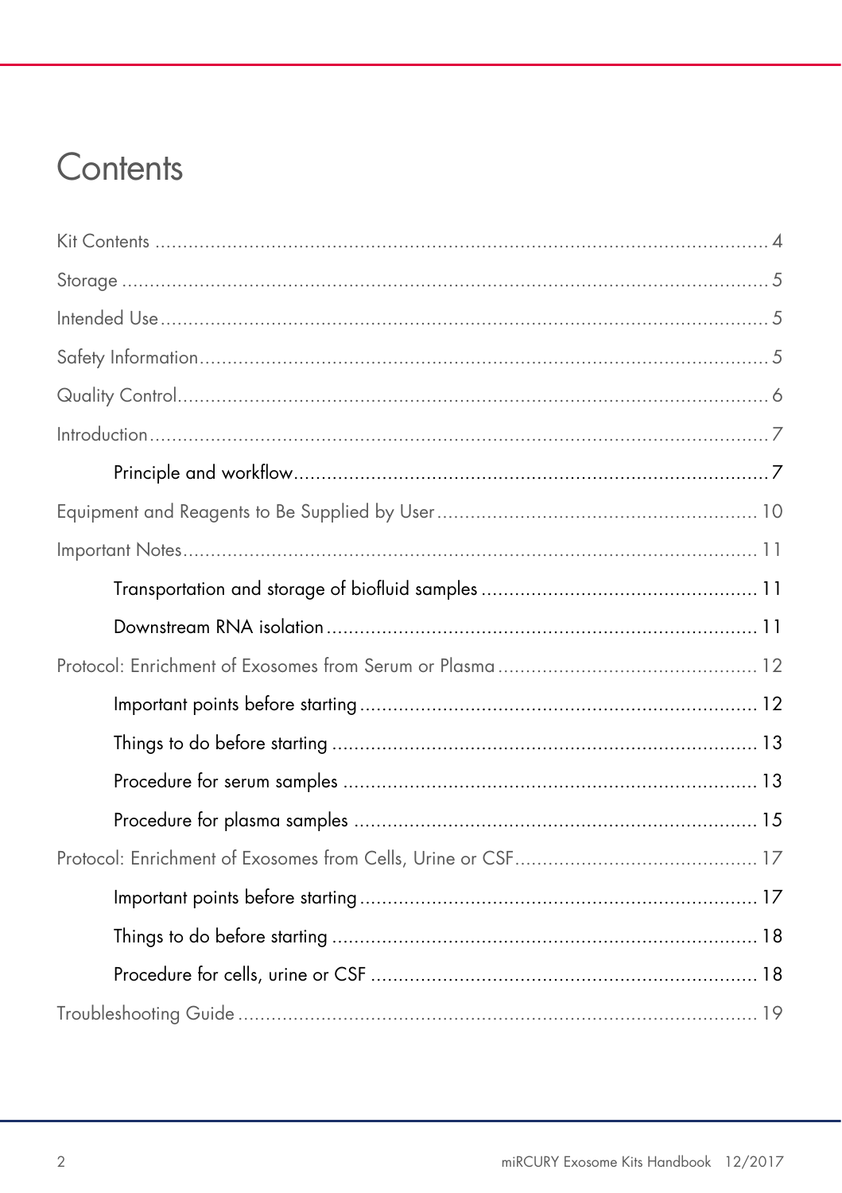# Contents

Kit Contents ..... 4

Storage ..... 5

Intended Use ..... 5

Safety Information ..... 5

Quality Control ..... 6

Introduction ..... 7

- Principle and workflow ..... 7

Equipment and Reagents to Be Supplied by User ..... 10

Important Notes ..... 11

- Transportation and storage of biofluid samples ..... 11
- Downstream RNA isolation ..... 11

Protocol: Enrichment of Exosomes from Serum or Plasma ..... 12

- Important points before starting ..... 12
- Things to do before starting ..... 13
- Procedure for serum samples ..... 13
- Procedure for plasma samples ..... 15

Protocol: Enrichment of Exosomes from Cells, Urine or CSF ..... 17

- Important points before starting ..... 17
- Things to do before starting ..... 18
- Procedure for cells, urine or CSF ..... 18

Troubleshooting Guide ..... 19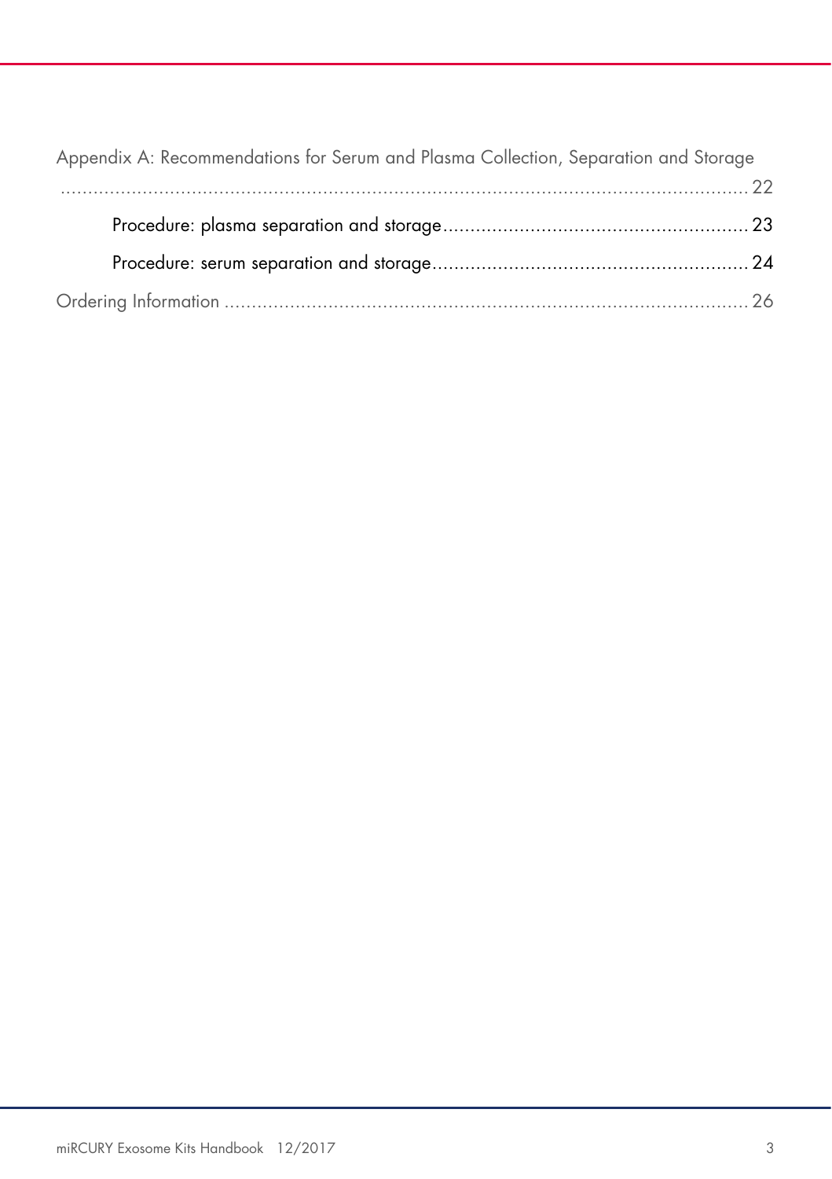Appendix A: Recommendations for Serum and Plasma Collection, Separation and Storage ........................................................................................................................ 22

- Procedure: plasma separation and storage ........................................................ 23
- Procedure: serum separation and storage ........................................................... 24

Ordering Information .................................................................................................. 26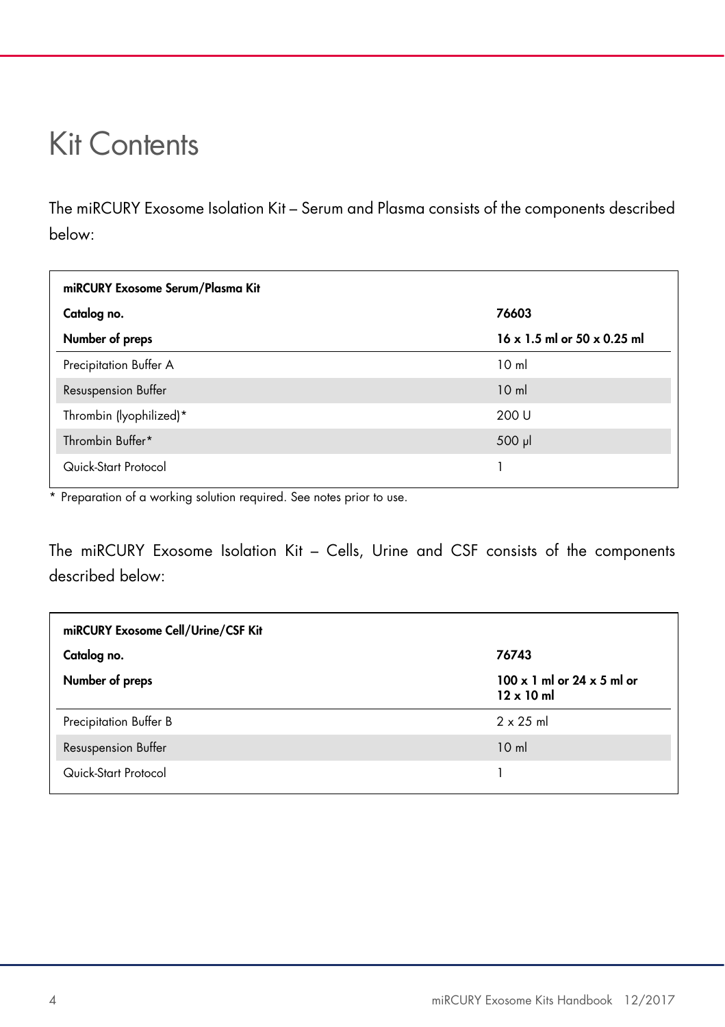# Kit Contents

The miRCURY Exosome Isolation Kit – Serum and Plasma consists of the components described below:

| **miRCURY Exosome Serum/Plasma Kit** | |
|---|---|
| **Catalog no.** | **76603** |
| **Number of preps** | **16 x 1.5 ml or 50 x 0.25 ml** |
| Precipitation Buffer A | 10 ml |
| Resuspension Buffer | 10 ml |
| Thrombin (lyophilized)* | 200 U |
| Thrombin Buffer* | 500 µl |
| Quick-Start Protocol | 1 |

* Preparation of a working solution required. See notes prior to use.

The miRCURY Exosome Isolation Kit – Cells, Urine and CSF consists of the components described below:

| **miRCURY Exosome Cell/Urine/CSF Kit** | |
|---|---|
| **Catalog no.** | **76743** |
| **Number of preps** | **100 x 1 ml or 24 x 5 ml or 12 x 10 ml** |
| Precipitation Buffer B | 2 x 25 ml |
| Resuspension Buffer | 10 ml |
| Quick-Start Protocol | 1 |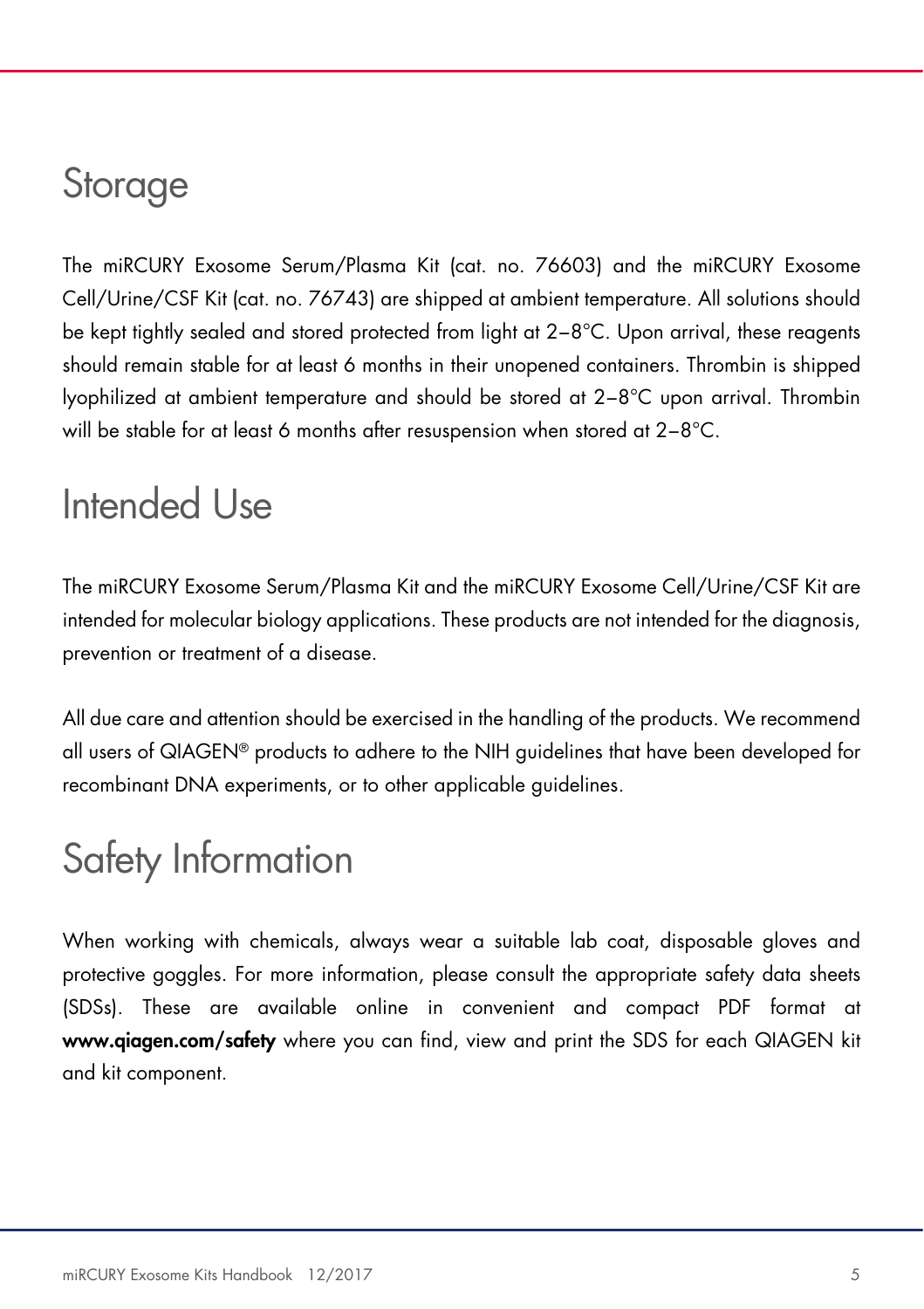# Storage

The miRCURY Exosome Serum/Plasma Kit (cat. no. 76603) and the miRCURY Exosome Cell/Urine/CSF Kit (cat. no. 76743) are shipped at ambient temperature. All solutions should be kept tightly sealed and stored protected from light at 2–8°C. Upon arrival, these reagents should remain stable for at least 6 months in their unopened containers. Thrombin is shipped lyophilized at ambient temperature and should be stored at 2–8°C upon arrival. Thrombin will be stable for at least 6 months after resuspension when stored at 2–8°C.

# Intended Use

The miRCURY Exosome Serum/Plasma Kit and the miRCURY Exosome Cell/Urine/CSF Kit are intended for molecular biology applications. These products are not intended for the diagnosis, prevention or treatment of a disease.

All due care and attention should be exercised in the handling of the products. We recommend all users of QIAGEN® products to adhere to the NIH guidelines that have been developed for recombinant DNA experiments, or to other applicable guidelines.

# Safety Information

When working with chemicals, always wear a suitable lab coat, disposable gloves and protective goggles. For more information, please consult the appropriate safety data sheets (SDSs). These are available online in convenient and compact PDF format at **www.qiagen.com/safety** where you can find, view and print the SDS for each QIAGEN kit and kit component.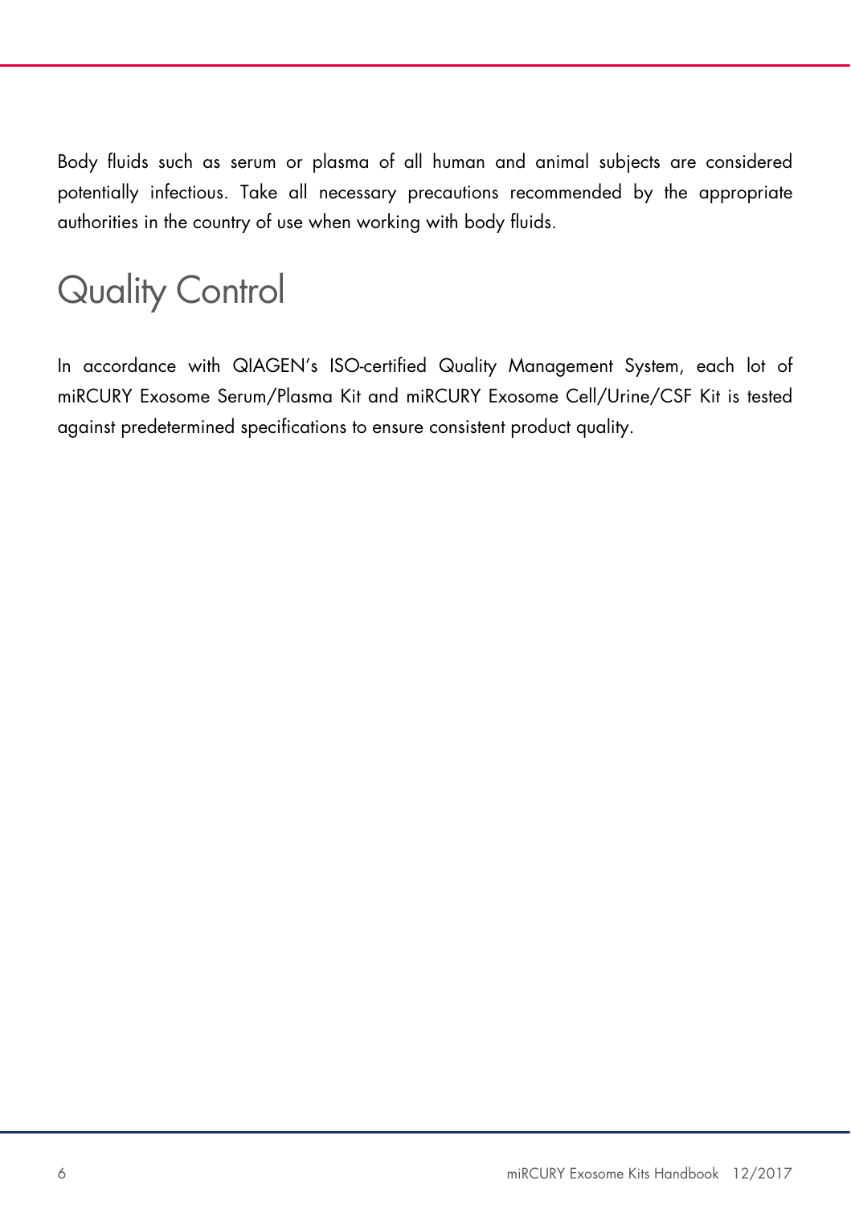Body fluids such as serum or plasma of all human and animal subjects are considered potentially infectious. Take all necessary precautions recommended by the appropriate authorities in the country of use when working with body fluids.

# Quality Control

In accordance with QIAGEN's ISO-certified Quality Management System, each lot of miRCURY Exosome Serum/Plasma Kit and miRCURY Exosome Cell/Urine/CSF Kit is tested against predetermined specifications to ensure consistent product quality.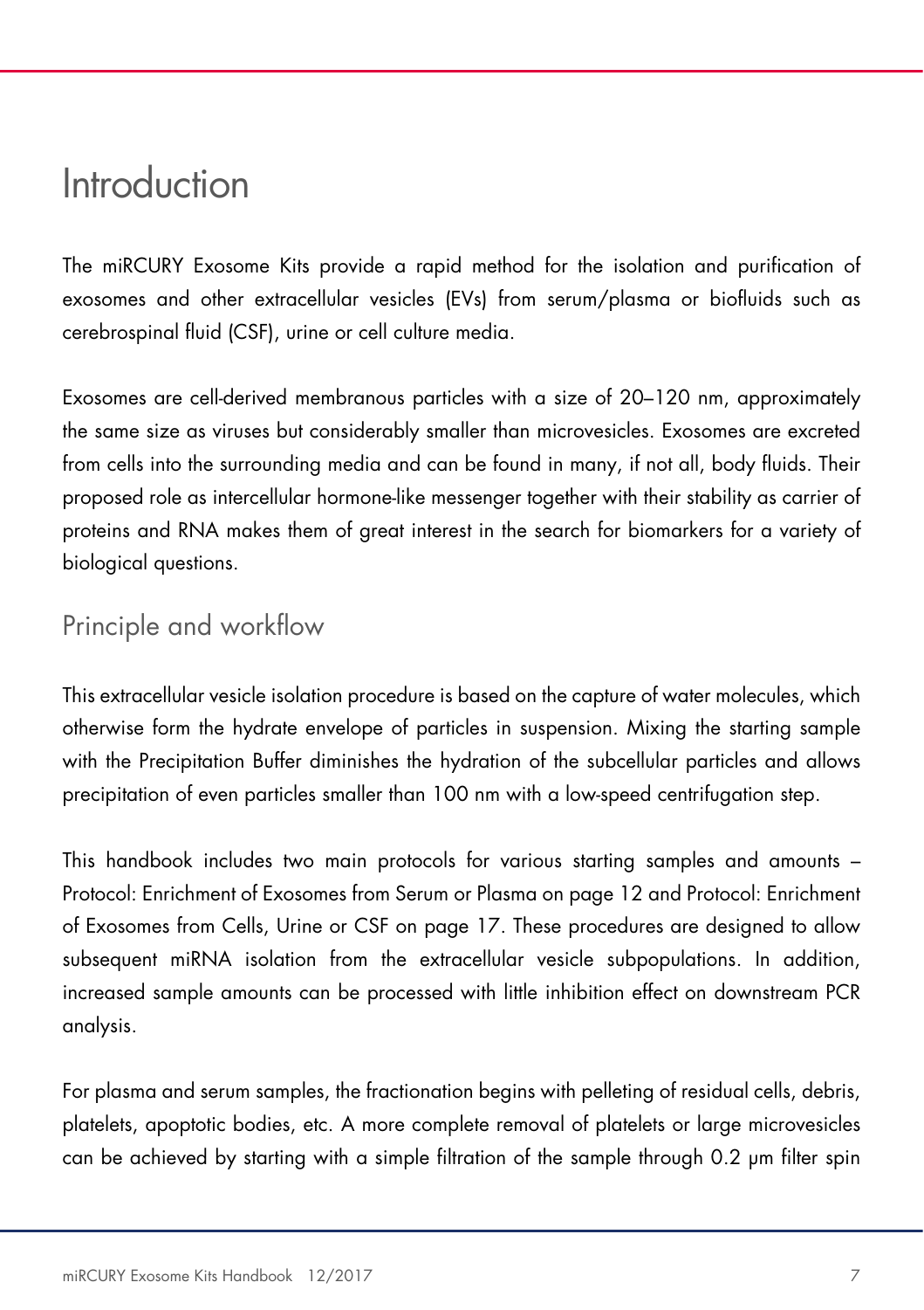# Introduction

The miRCURY Exosome Kits provide a rapid method for the isolation and purification of exosomes and other extracellular vesicles (EVs) from serum/plasma or biofluids such as cerebrospinal fluid (CSF), urine or cell culture media.

Exosomes are cell-derived membranous particles with a size of 20–120 nm, approximately the same size as viruses but considerably smaller than microvesicles. Exosomes are excreted from cells into the surrounding media and can be found in many, if not all, body fluids. Their proposed role as intercellular hormone-like messenger together with their stability as carrier of proteins and RNA makes them of great interest in the search for biomarkers for a variety of biological questions.

## Principle and workflow

This extracellular vesicle isolation procedure is based on the capture of water molecules, which otherwise form the hydrate envelope of particles in suspension. Mixing the starting sample with the Precipitation Buffer diminishes the hydration of the subcellular particles and allows precipitation of even particles smaller than 100 nm with a low-speed centrifugation step.

This handbook includes two main protocols for various starting samples and amounts – Protocol: Enrichment of Exosomes from Serum or Plasma on page 12 and Protocol: Enrichment of Exosomes from Cells, Urine or CSF on page 17. These procedures are designed to allow subsequent miRNA isolation from the extracellular vesicle subpopulations. In addition, increased sample amounts can be processed with little inhibition effect on downstream PCR analysis.

For plasma and serum samples, the fractionation begins with pelleting of residual cells, debris, platelets, apoptotic bodies, etc. A more complete removal of platelets or large microvesicles can be achieved by starting with a simple filtration of the sample through 0.2 µm filter spin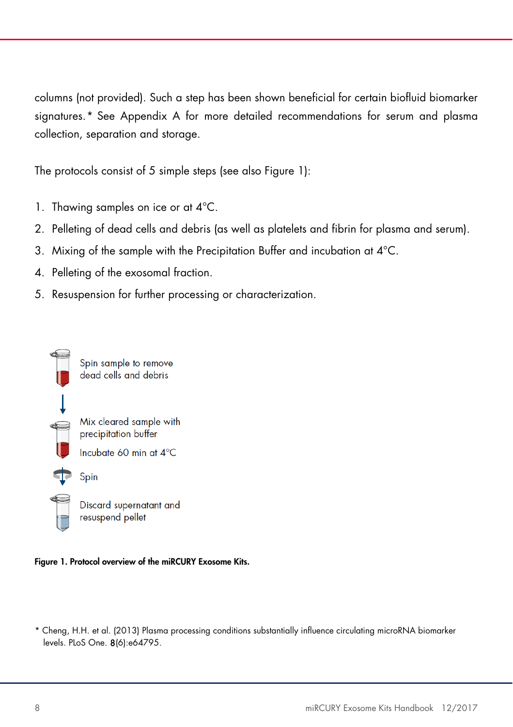columns (not provided). Such a step has been shown beneficial for certain biofluid biomarker signatures.* See Appendix A for more detailed recommendations for serum and plasma collection, separation and storage.

The protocols consist of 5 simple steps (see also Figure 1):

1. Thawing samples on ice or at 4°C.
2. Pelleting of dead cells and debris (as well as platelets and fibrin for plasma and serum).
3. Mixing of the sample with the Precipitation Buffer and incubation at 4°C.
4. Pelleting of the exosomal fraction.
5. Resuspension for further processing or characterization.

Spin sample to remove dead cells and debris

Mix cleared sample with precipitation buffer

Incubate 60 min at 4°C

Spin

Discard supernatant and resuspend pellet

**Figure 1. Protocol overview of the miRCURY Exosome Kits.**

\* Cheng, H.H. et al. (2013) Plasma processing conditions substantially influence circulating microRNA biomarker levels. PLoS One. **8**(6):e64795.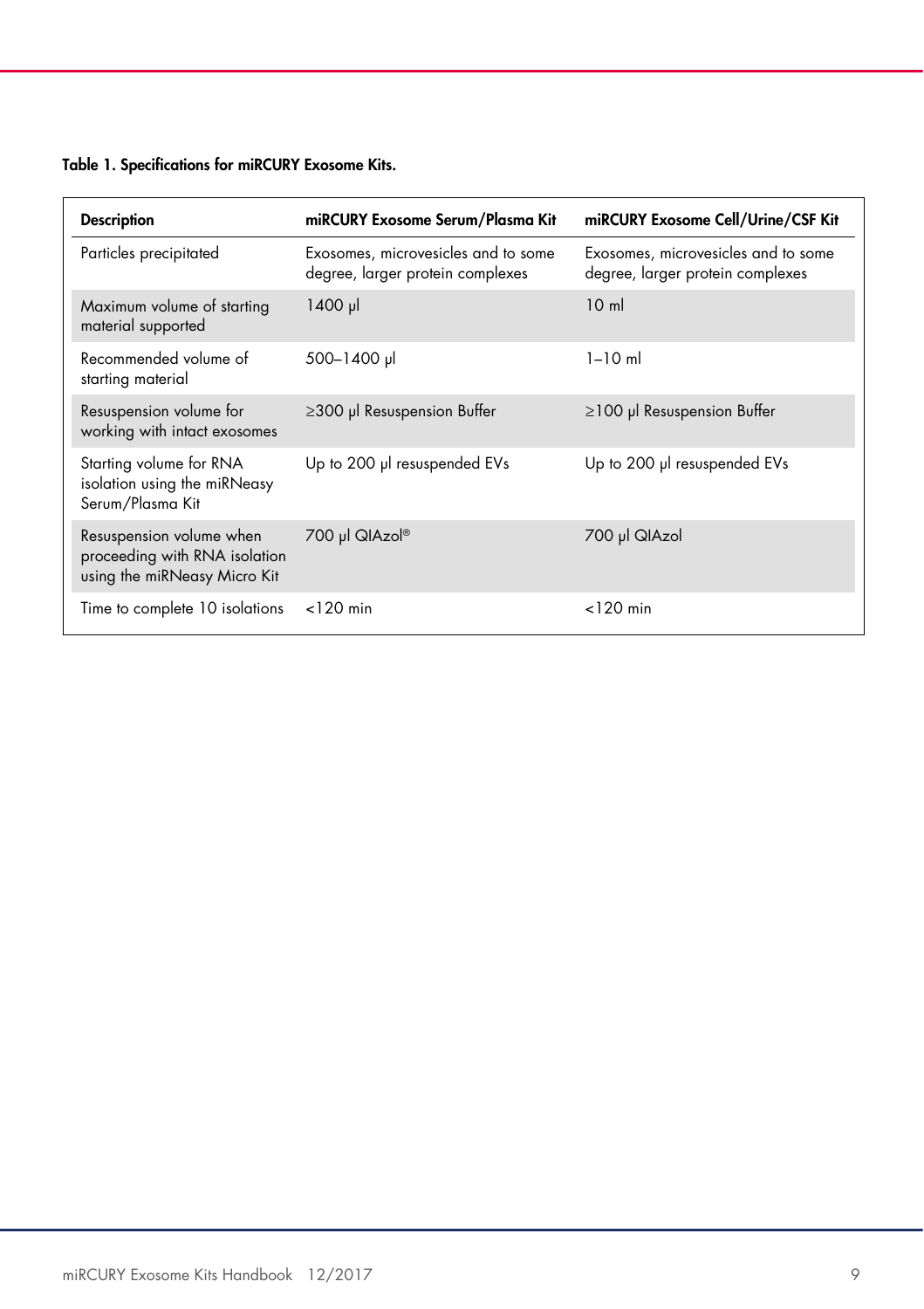**Table 1. Specifications for miRCURY Exosome Kits.**

| Description | miRCURY Exosome Serum/Plasma Kit | miRCURY Exosome Cell/Urine/CSF Kit |
|---|---|---|
| Particles precipitated | Exosomes, microvesicles and to some degree, larger protein complexes | Exosomes, microvesicles and to some degree, larger protein complexes |
| Maximum volume of starting material supported | 1400 µl | 10 ml |
| Recommended volume of starting material | 500–1400 µl | 1–10 ml |
| Resuspension volume for working with intact exosomes | ≥300 µl Resuspension Buffer | ≥100 µl Resuspension Buffer |
| Starting volume for RNA isolation using the miRNeasy Serum/Plasma Kit | Up to 200 µl resuspended EVs | Up to 200 µl resuspended EVs |
| Resuspension volume when proceeding with RNA isolation using the miRNeasy Micro Kit | 700 µl QIAzol® | 700 µl QIAzol |
| Time to complete 10 isolations | <120 min | <120 min |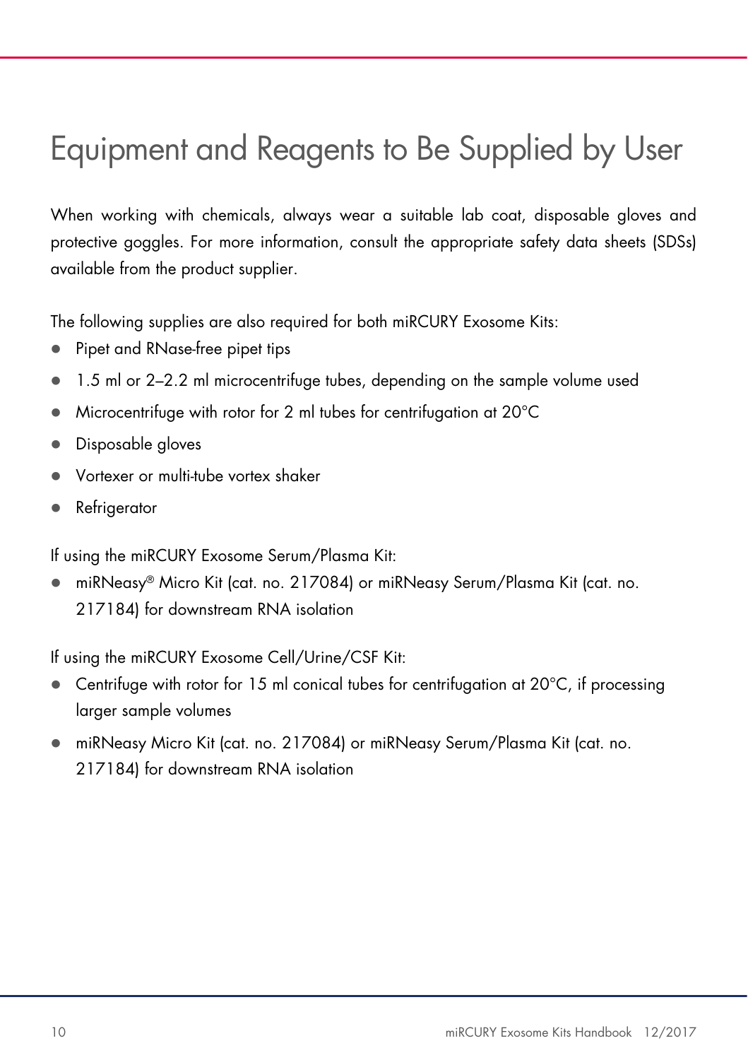# Equipment and Reagents to Be Supplied by User

When working with chemicals, always wear a suitable lab coat, disposable gloves and protective goggles. For more information, consult the appropriate safety data sheets (SDSs) available from the product supplier.

The following supplies are also required for both miRCURY Exosome Kits:

- Pipet and RNase-free pipet tips
- 1.5 ml or 2–2.2 ml microcentrifuge tubes, depending on the sample volume used
- Microcentrifuge with rotor for 2 ml tubes for centrifugation at 20°C
- Disposable gloves
- Vortexer or multi-tube vortex shaker
- Refrigerator

If using the miRCURY Exosome Serum/Plasma Kit:

- miRNeasy® Micro Kit (cat. no. 217084) or miRNeasy Serum/Plasma Kit (cat. no. 217184) for downstream RNA isolation

If using the miRCURY Exosome Cell/Urine/CSF Kit:

- Centrifuge with rotor for 15 ml conical tubes for centrifugation at 20°C, if processing larger sample volumes
- miRNeasy Micro Kit (cat. no. 217084) or miRNeasy Serum/Plasma Kit (cat. no. 217184) for downstream RNA isolation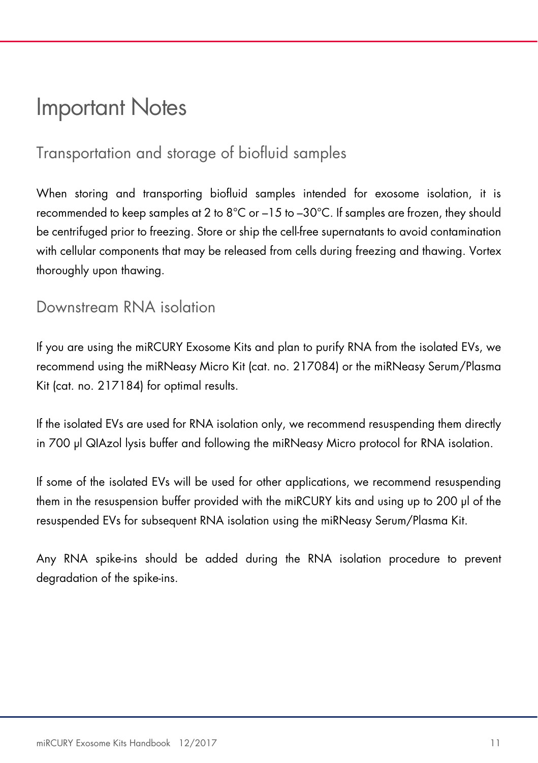# Important Notes

## Transportation and storage of biofluid samples

When storing and transporting biofluid samples intended for exosome isolation, it is recommended to keep samples at 2 to 8°C or –15 to –30°C. If samples are frozen, they should be centrifuged prior to freezing. Store or ship the cell-free supernatants to avoid contamination with cellular components that may be released from cells during freezing and thawing. Vortex thoroughly upon thawing.

## Downstream RNA isolation

If you are using the miRCURY Exosome Kits and plan to purify RNA from the isolated EVs, we recommend using the miRNeasy Micro Kit (cat. no. 217084) or the miRNeasy Serum/Plasma Kit (cat. no. 217184) for optimal results.

If the isolated EVs are used for RNA isolation only, we recommend resuspending them directly in 700 µl QIAzol lysis buffer and following the miRNeasy Micro protocol for RNA isolation.

If some of the isolated EVs will be used for other applications, we recommend resuspending them in the resuspension buffer provided with the miRCURY kits and using up to 200 µl of the resuspended EVs for subsequent RNA isolation using the miRNeasy Serum/Plasma Kit.

Any RNA spike-ins should be added during the RNA isolation procedure to prevent degradation of the spike-ins.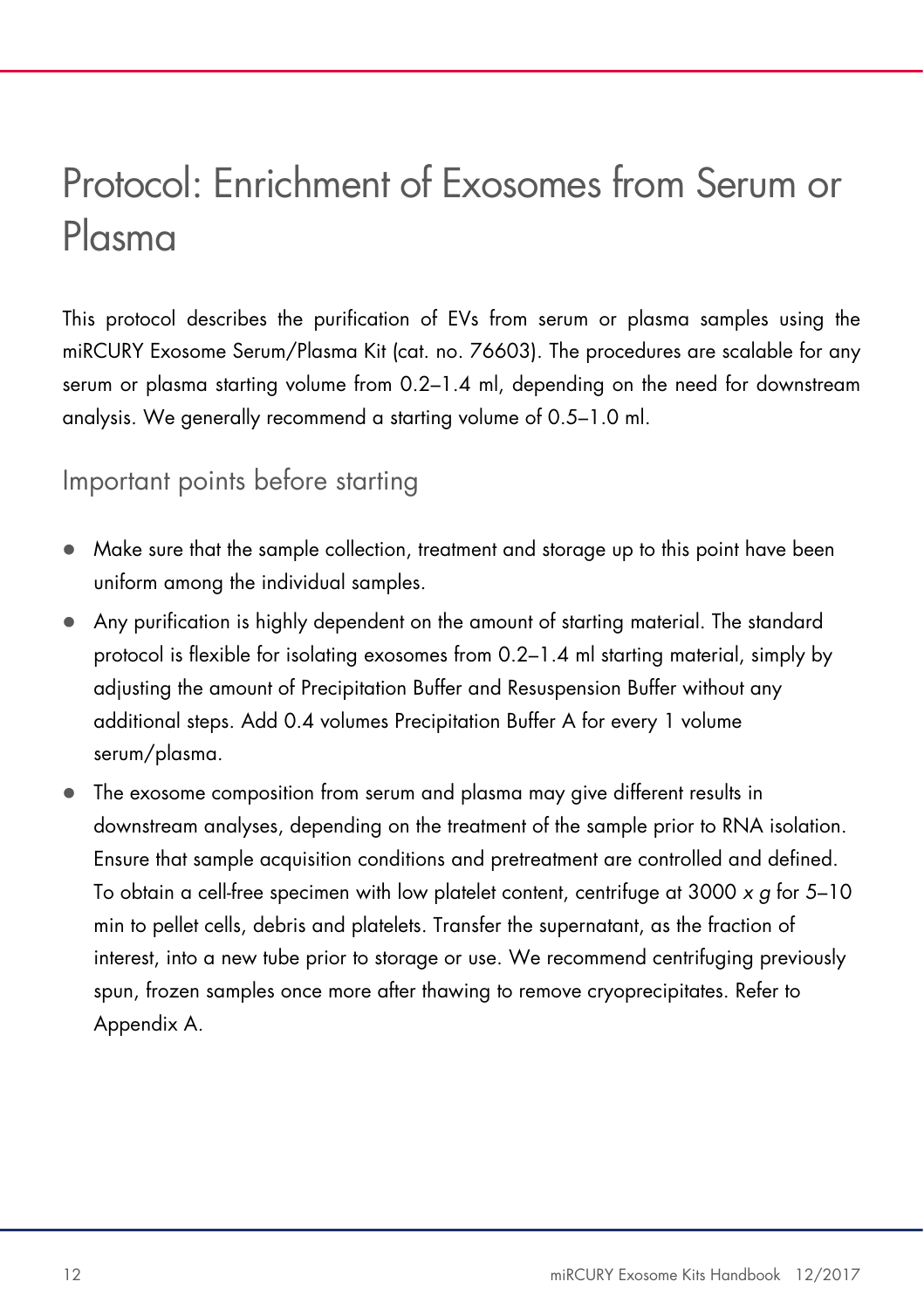# Protocol: Enrichment of Exosomes from Serum or Plasma

This protocol describes the purification of EVs from serum or plasma samples using the miRCURY Exosome Serum/Plasma Kit (cat. no. 76603). The procedures are scalable for any serum or plasma starting volume from 0.2–1.4 ml, depending on the need for downstream analysis. We generally recommend a starting volume of 0.5–1.0 ml.

## Important points before starting

- Make sure that the sample collection, treatment and storage up to this point have been uniform among the individual samples.
- Any purification is highly dependent on the amount of starting material. The standard protocol is flexible for isolating exosomes from 0.2–1.4 ml starting material, simply by adjusting the amount of Precipitation Buffer and Resuspension Buffer without any additional steps. Add 0.4 volumes Precipitation Buffer A for every 1 volume serum/plasma.
- The exosome composition from serum and plasma may give different results in downstream analyses, depending on the treatment of the sample prior to RNA isolation. Ensure that sample acquisition conditions and pretreatment are controlled and defined. To obtain a cell-free specimen with low platelet content, centrifuge at 3000 *x g* for 5–10 min to pellet cells, debris and platelets. Transfer the supernatant, as the fraction of interest, into a new tube prior to storage or use. We recommend centrifuging previously spun, frozen samples once more after thawing to remove cryoprecipitates. Refer to Appendix A.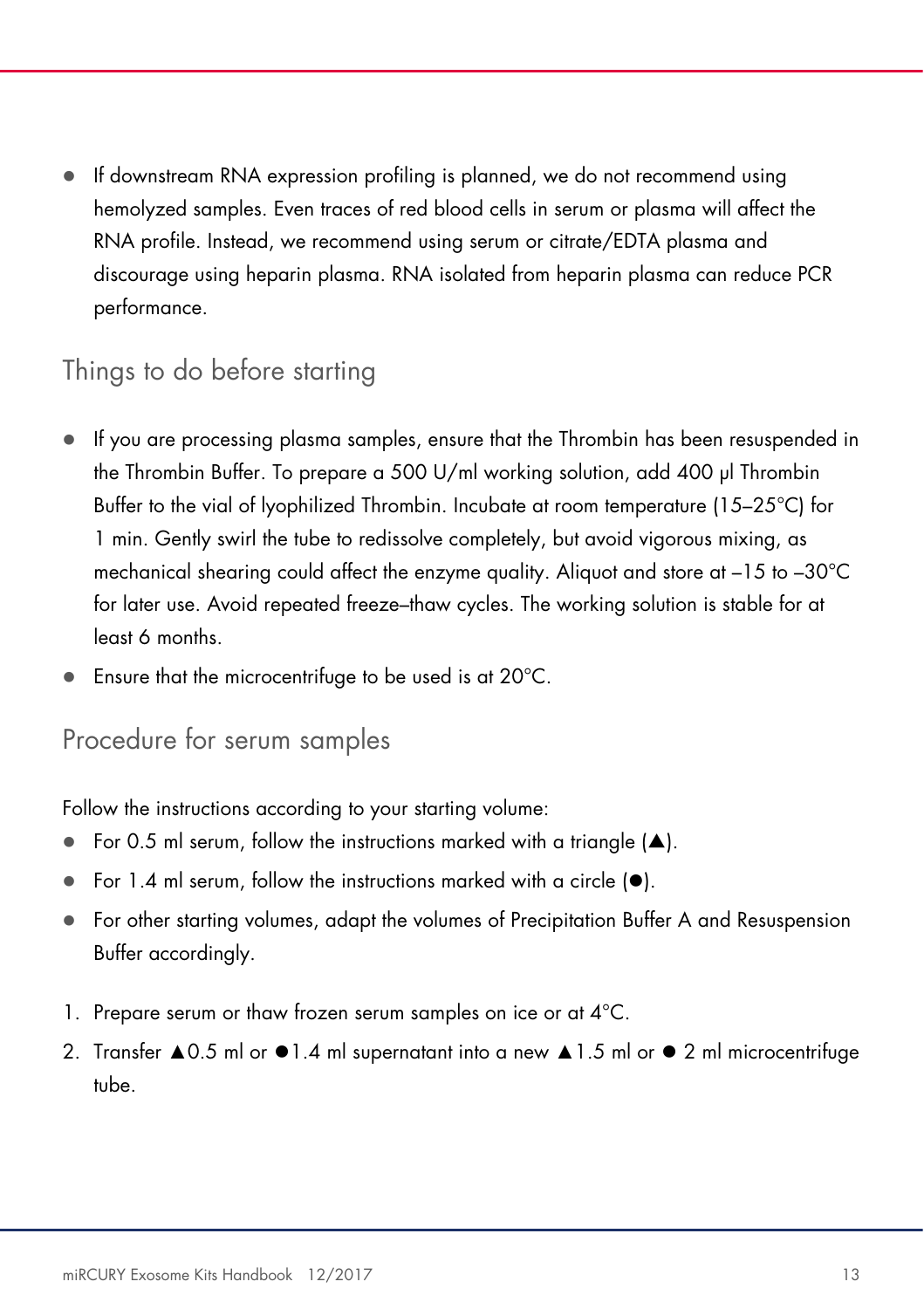- If downstream RNA expression profiling is planned, we do not recommend using hemolyzed samples. Even traces of red blood cells in serum or plasma will affect the RNA profile. Instead, we recommend using serum or citrate/EDTA plasma and discourage using heparin plasma. RNA isolated from heparin plasma can reduce PCR performance.

## Things to do before starting

- If you are processing plasma samples, ensure that the Thrombin has been resuspended in the Thrombin Buffer. To prepare a 500 U/ml working solution, add 400 µl Thrombin Buffer to the vial of lyophilized Thrombin. Incubate at room temperature (15–25°C) for 1 min. Gently swirl the tube to redissolve completely, but avoid vigorous mixing, as mechanical shearing could affect the enzyme quality. Aliquot and store at –15 to –30°C for later use. Avoid repeated freeze–thaw cycles. The working solution is stable for at least 6 months.
- Ensure that the microcentrifuge to be used is at 20°C.

## Procedure for serum samples

Follow the instructions according to your starting volume:

- For 0.5 ml serum, follow the instructions marked with a triangle (▲).
- For 1.4 ml serum, follow the instructions marked with a circle (●).
- For other starting volumes, adapt the volumes of Precipitation Buffer A and Resuspension Buffer accordingly.

1. Prepare serum or thaw frozen serum samples on ice or at 4°C.
2. Transfer ▲0.5 ml or ●1.4 ml supernatant into a new ▲1.5 ml or ● 2 ml microcentrifuge tube.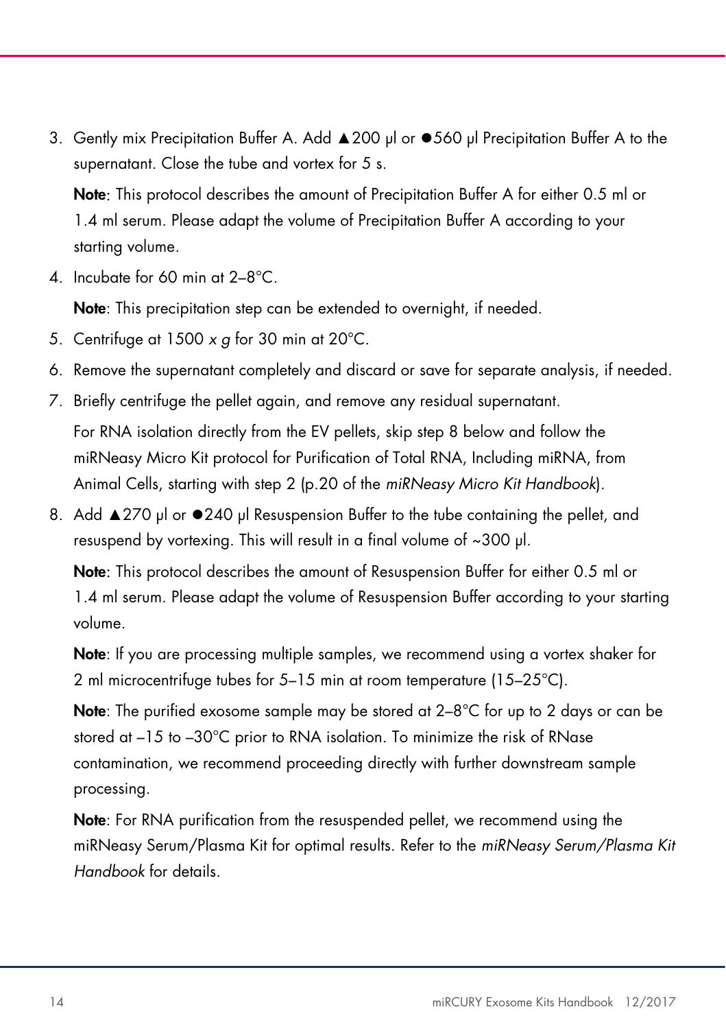3. Gently mix Precipitation Buffer A. Add ▲200 µl or ●560 µl Precipitation Buffer A to the supernatant. Close the tube and vortex for 5 s.

   **Note**: This protocol describes the amount of Precipitation Buffer A for either 0.5 ml or 1.4 ml serum. Please adapt the volume of Precipitation Buffer A according to your starting volume.

4. Incubate for 60 min at 2–8°C.

   **Note**: This precipitation step can be extended to overnight, if needed.

5. Centrifuge at 1500 *x g* for 30 min at 20°C.
6. Remove the supernatant completely and discard or save for separate analysis, if needed.
7. Briefly centrifuge the pellet again, and remove any residual supernatant.

   For RNA isolation directly from the EV pellets, skip step 8 below and follow the miRNeasy Micro Kit protocol for Purification of Total RNA, Including miRNA, from Animal Cells, starting with step 2 (p.20 of the *miRNeasy Micro Kit Handbook*).

8. Add ▲270 µl or ●240 µl Resuspension Buffer to the tube containing the pellet, and resuspend by vortexing. This will result in a final volume of ~300 µl.

   **Note**: This protocol describes the amount of Resuspension Buffer for either 0.5 ml or 1.4 ml serum. Please adapt the volume of Resuspension Buffer according to your starting volume.

   **Note**: If you are processing multiple samples, we recommend using a vortex shaker for 2 ml microcentrifuge tubes for 5–15 min at room temperature (15–25°C).

   **Note**: The purified exosome sample may be stored at 2–8°C for up to 2 days or can be stored at –15 to –30°C prior to RNA isolation. To minimize the risk of RNase contamination, we recommend proceeding directly with further downstream sample processing.

   **Note**: For RNA purification from the resuspended pellet, we recommend using the miRNeasy Serum/Plasma Kit for optimal results. Refer to the *miRNeasy Serum/Plasma Kit Handbook* for details.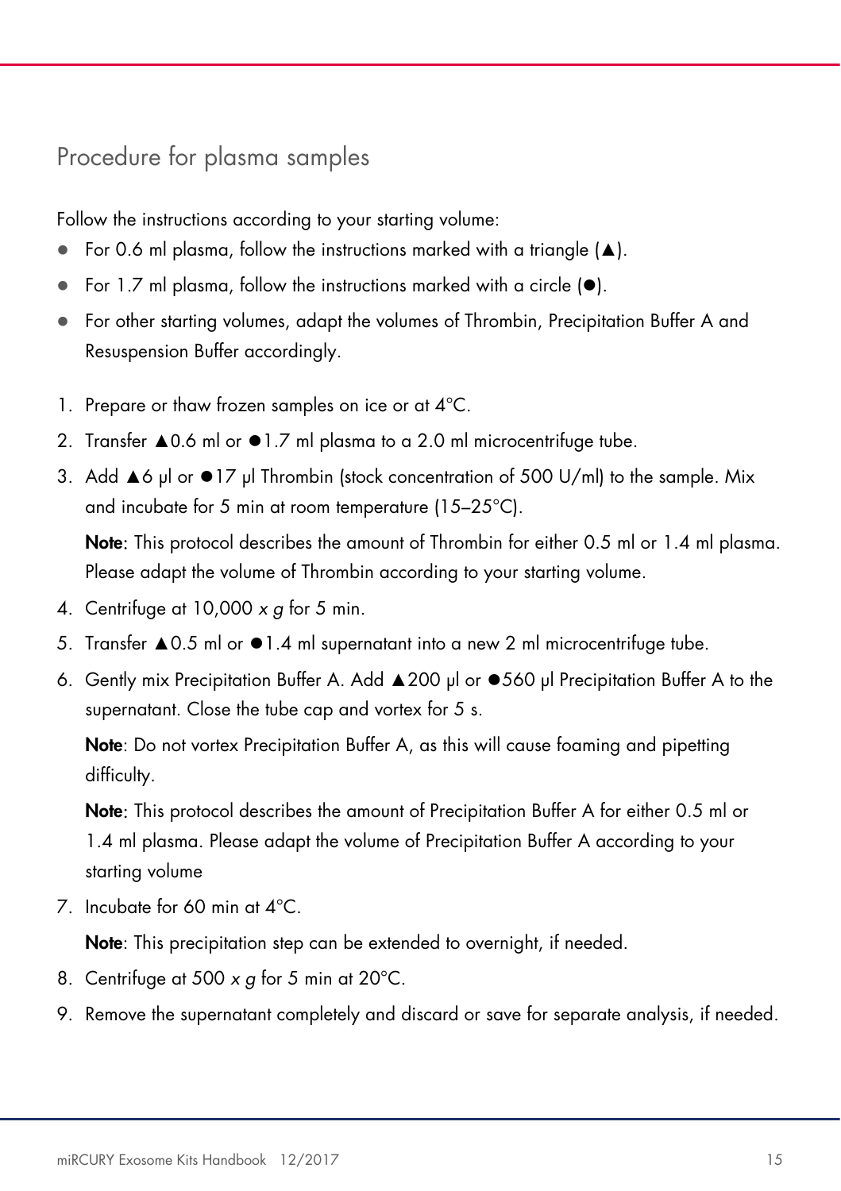## Procedure for plasma samples

Follow the instructions according to your starting volume:

- For 0.6 ml plasma, follow the instructions marked with a triangle (▲).
- For 1.7 ml plasma, follow the instructions marked with a circle (●).
- For other starting volumes, adapt the volumes of Thrombin, Precipitation Buffer A and Resuspension Buffer accordingly.

1. Prepare or thaw frozen samples on ice or at 4°C.
2. Transfer ▲0.6 ml or ●1.7 ml plasma to a 2.0 ml microcentrifuge tube.
3. Add ▲6 µl or ●17 µl Thrombin (stock concentration of 500 U/ml) to the sample. Mix and incubate for 5 min at room temperature (15–25°C).

   **Note**: This protocol describes the amount of Thrombin for either 0.5 ml or 1.4 ml plasma. Please adapt the volume of Thrombin according to your starting volume.
4. Centrifuge at 10,000 *x g* for 5 min.
5. Transfer ▲0.5 ml or ●1.4 ml supernatant into a new 2 ml microcentrifuge tube.
6. Gently mix Precipitation Buffer A. Add ▲200 µl or ●560 µl Precipitation Buffer A to the supernatant. Close the tube cap and vortex for 5 s.

   **Note**: Do not vortex Precipitation Buffer A, as this will cause foaming and pipetting difficulty.

   **Note**: This protocol describes the amount of Precipitation Buffer A for either 0.5 ml or 1.4 ml plasma. Please adapt the volume of Precipitation Buffer A according to your starting volume
7. Incubate for 60 min at 4°C.

   **Note**: This precipitation step can be extended to overnight, if needed.
8. Centrifuge at 500 *x g* for 5 min at 20°C.
9. Remove the supernatant completely and discard or save for separate analysis, if needed.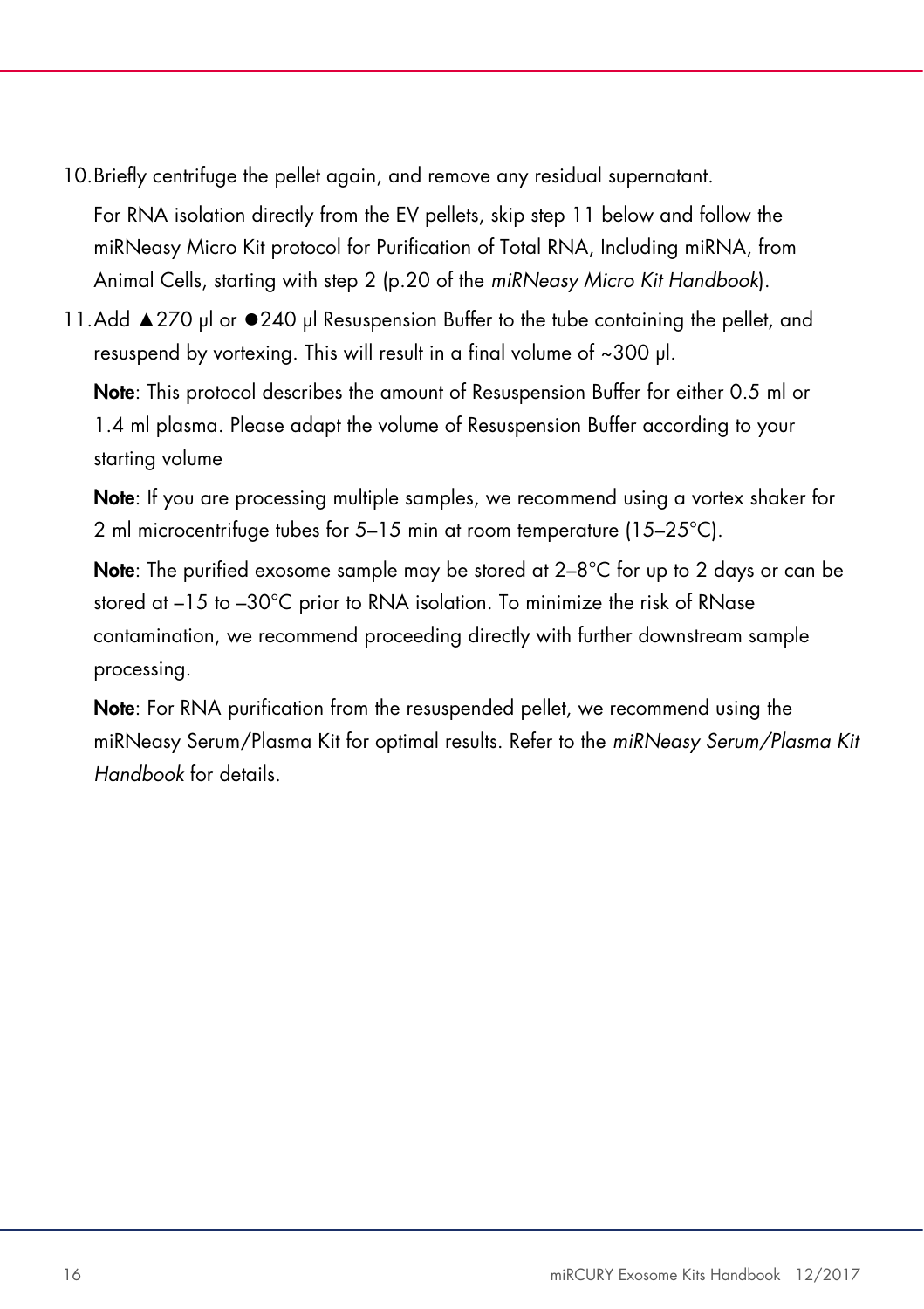10. Briefly centrifuge the pellet again, and remove any residual supernatant.

    For RNA isolation directly from the EV pellets, skip step 11 below and follow the miRNeasy Micro Kit protocol for Purification of Total RNA, Including miRNA, from Animal Cells, starting with step 2 (p.20 of the *miRNeasy Micro Kit Handbook*).

11. Add ▲270 µl or ●240 µl Resuspension Buffer to the tube containing the pellet, and resuspend by vortexing. This will result in a final volume of ~300 µl.

    **Note**: This protocol describes the amount of Resuspension Buffer for either 0.5 ml or 1.4 ml plasma. Please adapt the volume of Resuspension Buffer according to your starting volume

    **Note**: If you are processing multiple samples, we recommend using a vortex shaker for 2 ml microcentrifuge tubes for 5–15 min at room temperature (15–25°C).

    **Note**: The purified exosome sample may be stored at 2–8°C for up to 2 days or can be stored at –15 to –30°C prior to RNA isolation. To minimize the risk of RNase contamination, we recommend proceeding directly with further downstream sample processing.

    **Note**: For RNA purification from the resuspended pellet, we recommend using the miRNeasy Serum/Plasma Kit for optimal results. Refer to the *miRNeasy Serum/Plasma Kit Handbook* for details.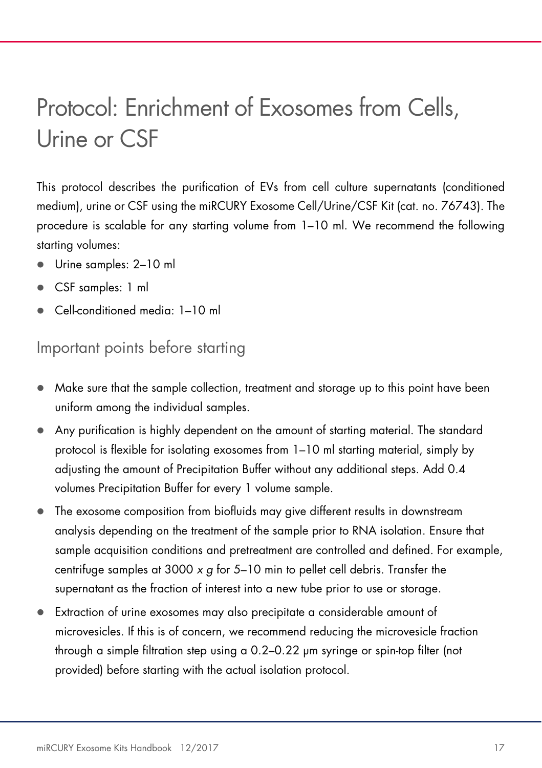# Protocol: Enrichment of Exosomes from Cells, Urine or CSF

This protocol describes the purification of EVs from cell culture supernatants (conditioned medium), urine or CSF using the miRCURY Exosome Cell/Urine/CSF Kit (cat. no. 76743). The procedure is scalable for any starting volume from 1–10 ml. We recommend the following starting volumes:

- Urine samples: 2–10 ml
- CSF samples: 1 ml
- Cell-conditioned media: 1–10 ml

## Important points before starting

- Make sure that the sample collection, treatment and storage up to this point have been uniform among the individual samples.
- Any purification is highly dependent on the amount of starting material. The standard protocol is flexible for isolating exosomes from 1–10 ml starting material, simply by adjusting the amount of Precipitation Buffer without any additional steps. Add 0.4 volumes Precipitation Buffer for every 1 volume sample.
- The exosome composition from biofluids may give different results in downstream analysis depending on the treatment of the sample prior to RNA isolation. Ensure that sample acquisition conditions and pretreatment are controlled and defined. For example, centrifuge samples at 3000 *x g* for 5–10 min to pellet cell debris. Transfer the supernatant as the fraction of interest into a new tube prior to use or storage.
- Extraction of urine exosomes may also precipitate a considerable amount of microvesicles. If this is of concern, we recommend reducing the microvesicle fraction through a simple filtration step using a 0.2–0.22 µm syringe or spin-top filter (not provided) before starting with the actual isolation protocol.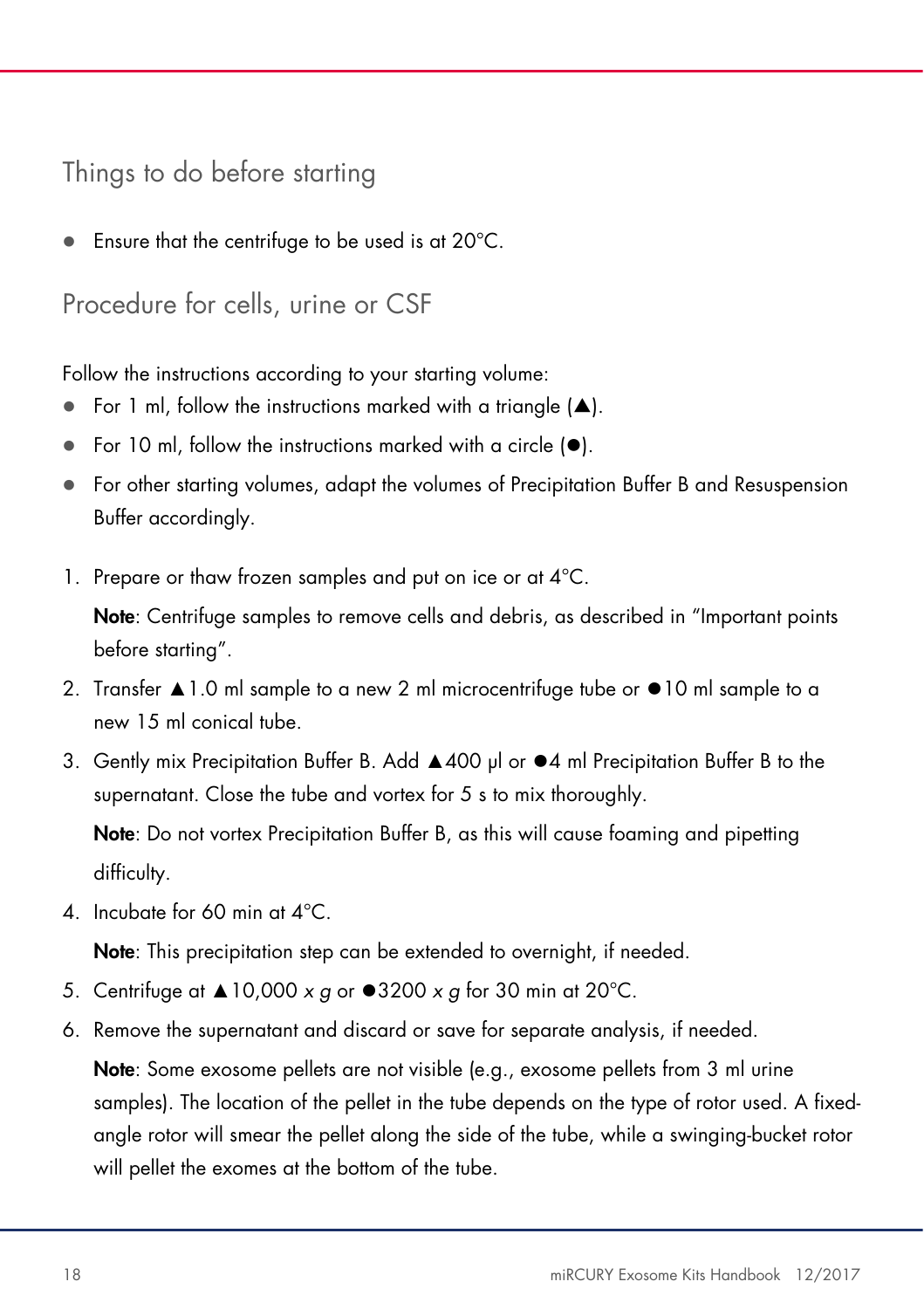## Things to do before starting

- Ensure that the centrifuge to be used is at 20°C.

## Procedure for cells, urine or CSF

Follow the instructions according to your starting volume:

- For 1 ml, follow the instructions marked with a triangle (▲).
- For 10 ml, follow the instructions marked with a circle (●).
- For other starting volumes, adapt the volumes of Precipitation Buffer B and Resuspension Buffer accordingly.

1. Prepare or thaw frozen samples and put on ice or at 4°C.

   **Note**: Centrifuge samples to remove cells and debris, as described in "Important points before starting".

2. Transfer ▲1.0 ml sample to a new 2 ml microcentrifuge tube or ●10 ml sample to a new 15 ml conical tube.
3. Gently mix Precipitation Buffer B. Add ▲400 µl or ●4 ml Precipitation Buffer B to the supernatant. Close the tube and vortex for 5 s to mix thoroughly.

   **Note**: Do not vortex Precipitation Buffer B, as this will cause foaming and pipetting difficulty.

4. Incubate for 60 min at 4°C.

   **Note**: This precipitation step can be extended to overnight, if needed.

5. Centrifuge at ▲10,000 *x g* or ●3200 *x g* for 30 min at 20°C.
6. Remove the supernatant and discard or save for separate analysis, if needed.

   **Note**: Some exosome pellets are not visible (e.g., exosome pellets from 3 ml urine samples). The location of the pellet in the tube depends on the type of rotor used. A fixed-angle rotor will smear the pellet along the side of the tube, while a swinging-bucket rotor will pellet the exomes at the bottom of the tube.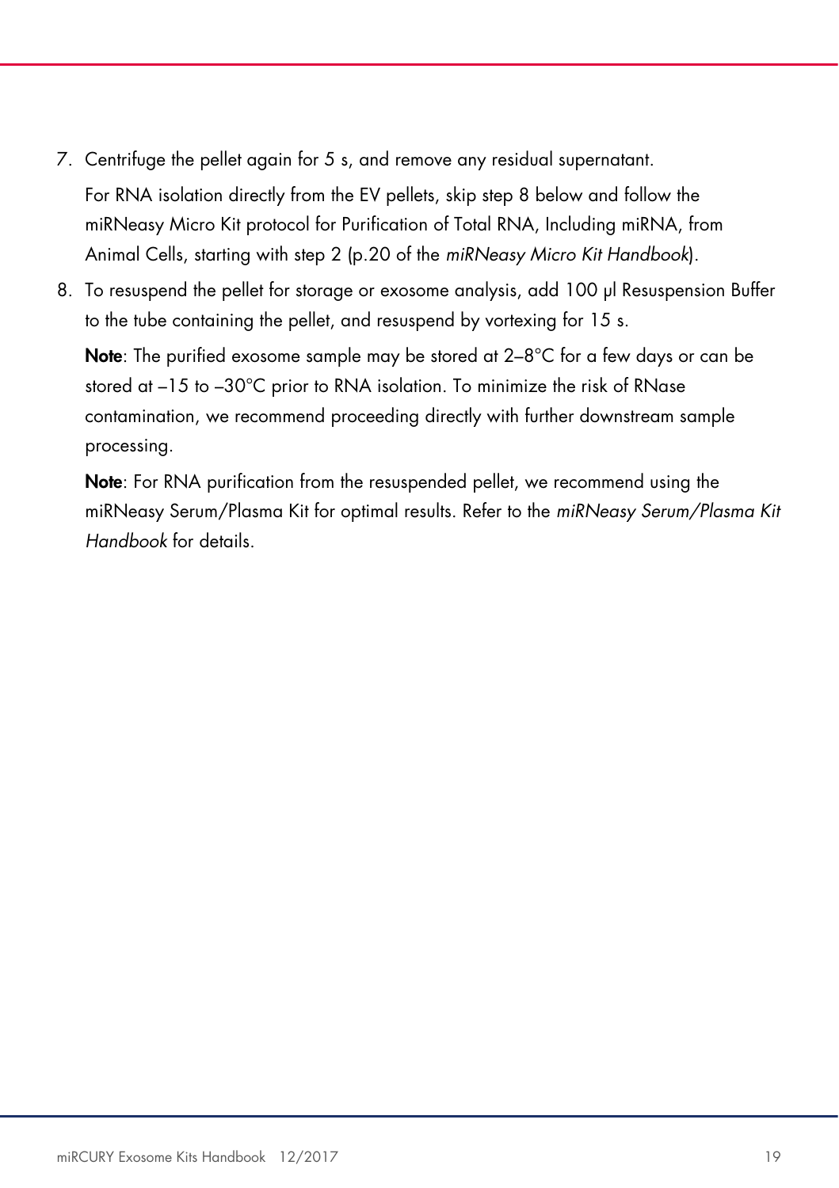7. Centrifuge the pellet again for 5 s, and remove any residual supernatant.

   For RNA isolation directly from the EV pellets, skip step 8 below and follow the miRNeasy Micro Kit protocol for Purification of Total RNA, Including miRNA, from Animal Cells, starting with step 2 (p.20 of the *miRNeasy Micro Kit Handbook*).

8. To resuspend the pellet for storage or exosome analysis, add 100 µl Resuspension Buffer to the tube containing the pellet, and resuspend by vortexing for 15 s.

   **Note**: The purified exosome sample may be stored at 2–8°C for a few days or can be stored at –15 to –30°C prior to RNA isolation. To minimize the risk of RNase contamination, we recommend proceeding directly with further downstream sample processing.

   **Note**: For RNA purification from the resuspended pellet, we recommend using the miRNeasy Serum/Plasma Kit for optimal results. Refer to the *miRNeasy Serum/Plasma Kit Handbook* for details.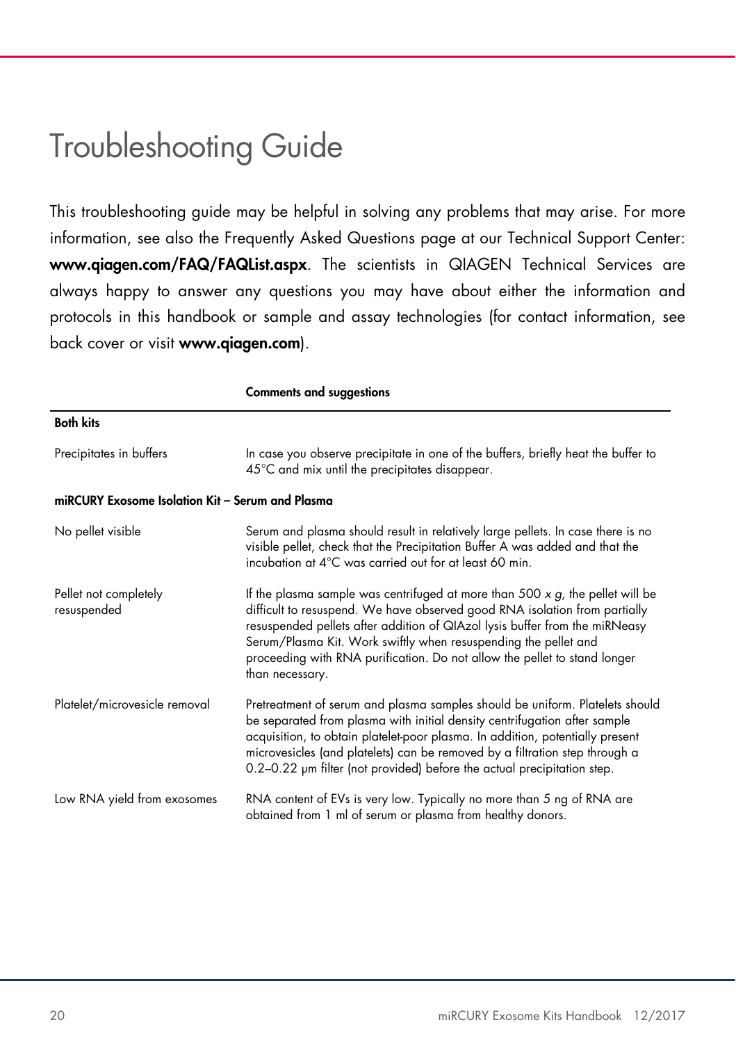# Troubleshooting Guide

This troubleshooting guide may be helpful in solving any problems that may arise. For more information, see also the Frequently Asked Questions page at our Technical Support Center: **www.qiagen.com/FAQ/FAQList.aspx**. The scientists in QIAGEN Technical Services are always happy to answer any questions you may have about either the information and protocols in this handbook or sample and assay technologies (for contact information, see back cover or visit **www.qiagen.com**).

| | **Comments and suggestions** |
|---|---|
| **Both kits** | |
| Precipitates in buffers | In case you observe precipitate in one of the buffers, briefly heat the buffer to 45°C and mix until the precipitates disappear. |
| **miRCURY Exosome Isolation Kit – Serum and Plasma** | |
| No pellet visible | Serum and plasma should result in relatively large pellets. In case there is no visible pellet, check that the Precipitation Buffer A was added and that the incubation at 4°C was carried out for at least 60 min. |
| Pellet not completely resuspended | If the plasma sample was centrifuged at more than 500 *x g*, the pellet will be difficult to resuspend. We have observed good RNA isolation from partially resuspended pellets after addition of QIAzol lysis buffer from the miRNeasy Serum/Plasma Kit. Work swiftly when resuspending the pellet and proceeding with RNA purification. Do not allow the pellet to stand longer than necessary. |
| Platelet/microvesicle removal | Pretreatment of serum and plasma samples should be uniform. Platelets should be separated from plasma with initial density centrifugation after sample acquisition, to obtain platelet-poor plasma. In addition, potentially present microvesicles (and platelets) can be removed by a filtration step through a 0.2–0.22 µm filter (not provided) before the actual precipitation step. |
| Low RNA yield from exosomes | RNA content of EVs is very low. Typically no more than 5 ng of RNA are obtained from 1 ml of serum or plasma from healthy donors. |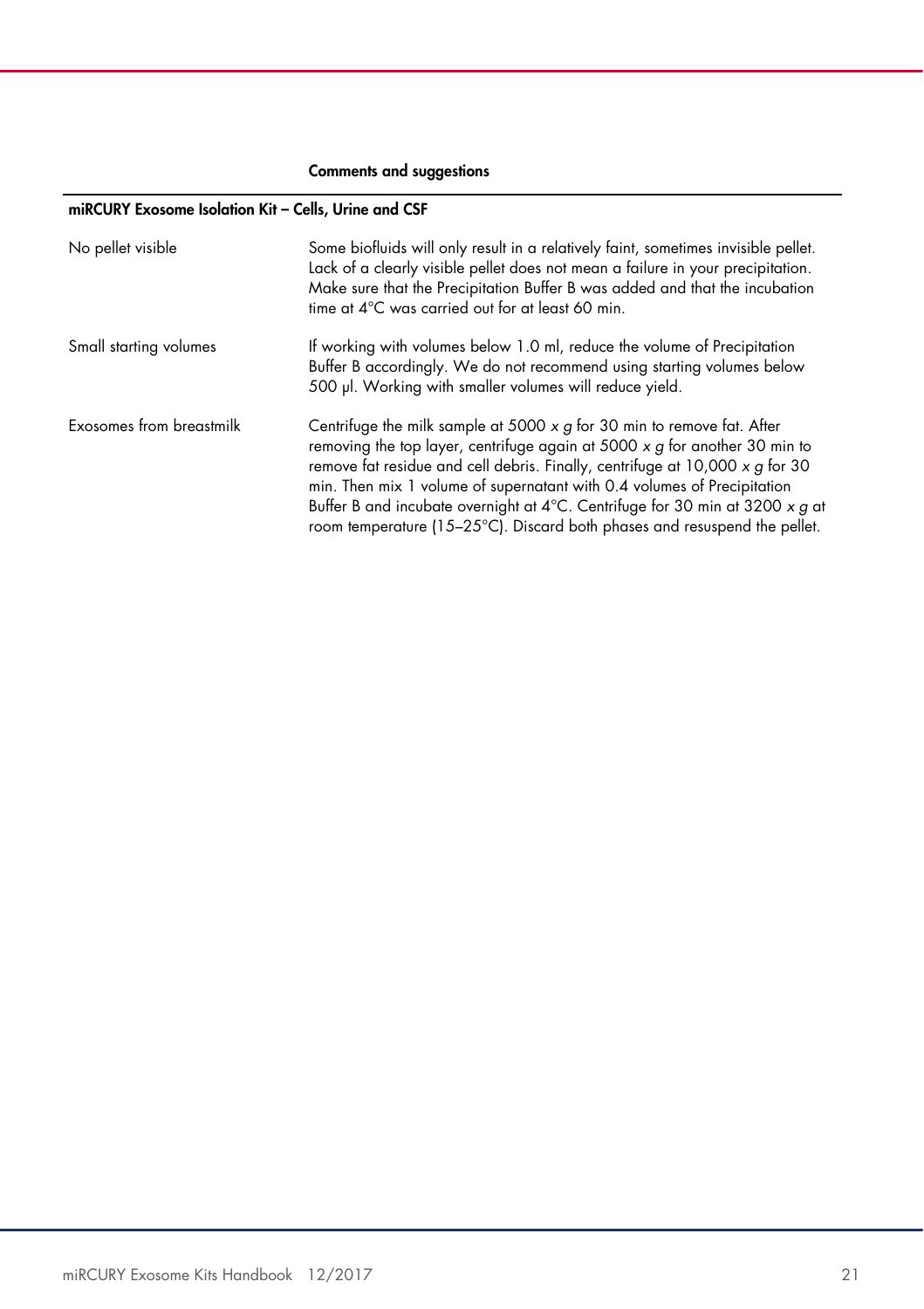| | Comments and suggestions |
|---|---|
| **miRCURY Exosome Isolation Kit – Cells, Urine and CSF** | |
| No pellet visible | Some biofluids will only result in a relatively faint, sometimes invisible pellet. Lack of a clearly visible pellet does not mean a failure in your precipitation. Make sure that the Precipitation Buffer B was added and that the incubation time at 4°C was carried out for at least 60 min. |
| Small starting volumes | If working with volumes below 1.0 ml, reduce the volume of Precipitation Buffer B accordingly. We do not recommend using starting volumes below 500 µl. Working with smaller volumes will reduce yield. |
| Exosomes from breastmilk | Centrifuge the milk sample at 5000 *x g* for 30 min to remove fat. After removing the top layer, centrifuge again at 5000 *x g* for another 30 min to remove fat residue and cell debris. Finally, centrifuge at 10,000 *x g* for 30 min. Then mix 1 volume of supernatant with 0.4 volumes of Precipitation Buffer B and incubate overnight at 4°C. Centrifuge for 30 min at 3200 *x g* at room temperature (15–25°C). Discard both phases and resuspend the pellet. |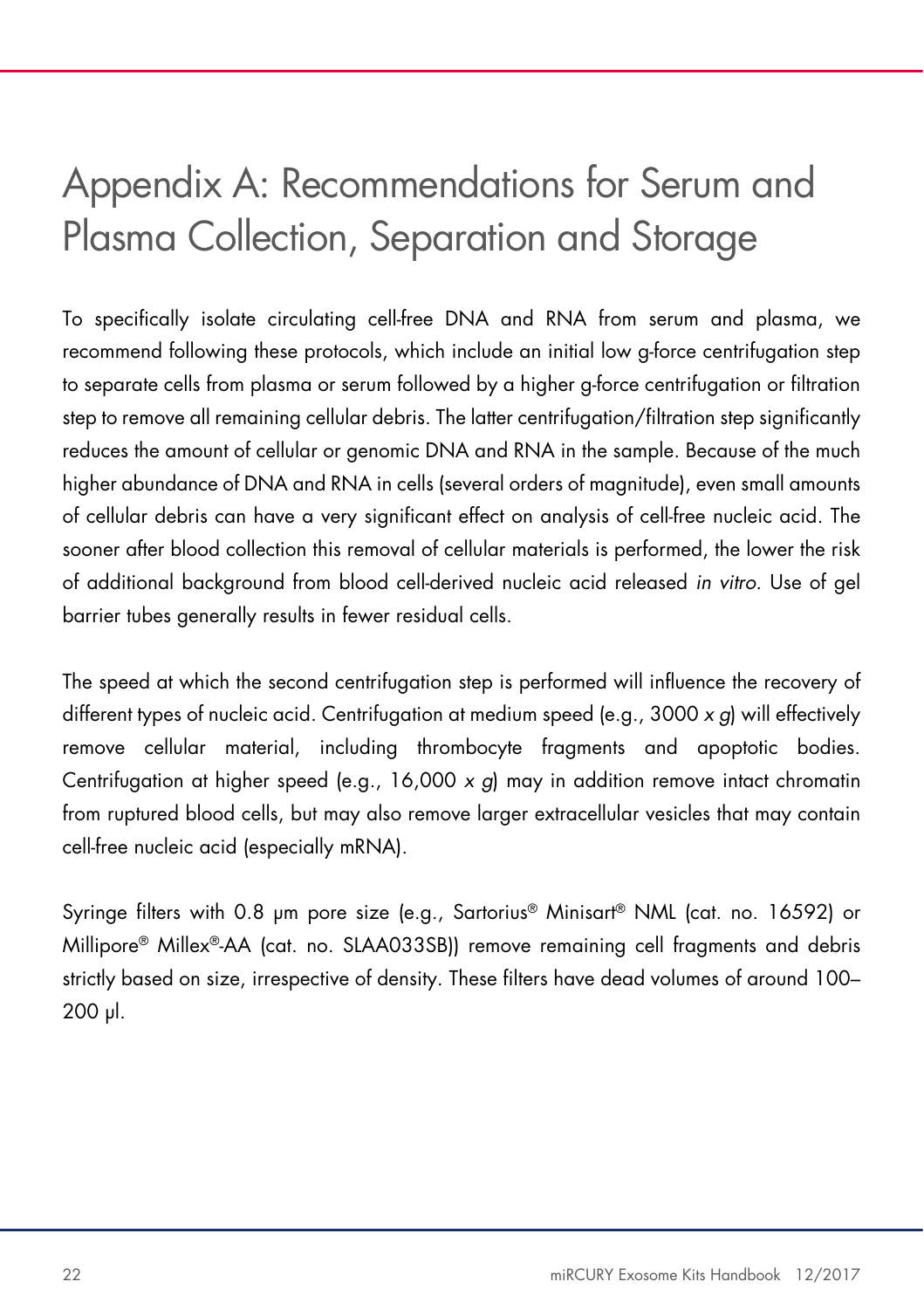# Appendix A: Recommendations for Serum and Plasma Collection, Separation and Storage

To specifically isolate circulating cell-free DNA and RNA from serum and plasma, we recommend following these protocols, which include an initial low g-force centrifugation step to separate cells from plasma or serum followed by a higher g-force centrifugation or filtration step to remove all remaining cellular debris. The latter centrifugation/filtration step significantly reduces the amount of cellular or genomic DNA and RNA in the sample. Because of the much higher abundance of DNA and RNA in cells (several orders of magnitude), even small amounts of cellular debris can have a very significant effect on analysis of cell-free nucleic acid. The sooner after blood collection this removal of cellular materials is performed, the lower the risk of additional background from blood cell-derived nucleic acid released *in vitro*. Use of gel barrier tubes generally results in fewer residual cells.

The speed at which the second centrifugation step is performed will influence the recovery of different types of nucleic acid. Centrifugation at medium speed (e.g., 3000 *x g*) will effectively remove cellular material, including thrombocyte fragments and apoptotic bodies. Centrifugation at higher speed (e.g., 16,000 *x g*) may in addition remove intact chromatin from ruptured blood cells, but may also remove larger extracellular vesicles that may contain cell-free nucleic acid (especially mRNA).

Syringe filters with 0.8 µm pore size (e.g., Sartorius® Minisart® NML (cat. no. 16592) or Millipore® Millex®-AA (cat. no. SLAA033SB)) remove remaining cell fragments and debris strictly based on size, irrespective of density. These filters have dead volumes of around 100–200 µl.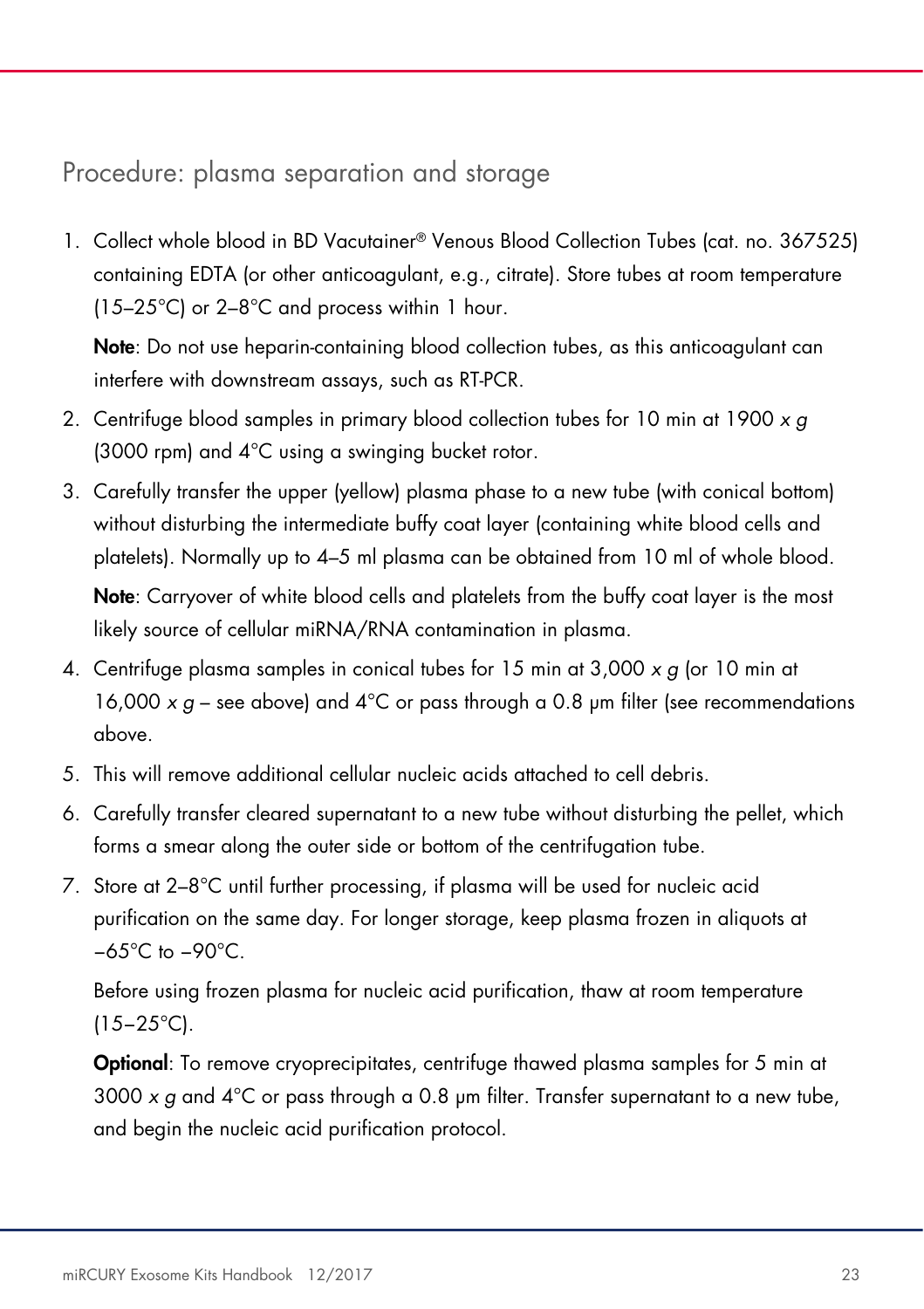## Procedure: plasma separation and storage

1. Collect whole blood in BD Vacutainer® Venous Blood Collection Tubes (cat. no. 367525) containing EDTA (or other anticoagulant, e.g., citrate). Store tubes at room temperature (15–25°C) or 2–8°C and process within 1 hour.

   **Note**: Do not use heparin-containing blood collection tubes, as this anticoagulant can interfere with downstream assays, such as RT-PCR.

2. Centrifuge blood samples in primary blood collection tubes for 10 min at 1900 *x g* (3000 rpm) and 4°C using a swinging bucket rotor.
3. Carefully transfer the upper (yellow) plasma phase to a new tube (with conical bottom) without disturbing the intermediate buffy coat layer (containing white blood cells and platelets). Normally up to 4–5 ml plasma can be obtained from 10 ml of whole blood.

   **Note**: Carryover of white blood cells and platelets from the buffy coat layer is the most likely source of cellular miRNA/RNA contamination in plasma.

4. Centrifuge plasma samples in conical tubes for 15 min at 3,000 *x g* (or 10 min at 16,000 *x g* – see above) and 4°C or pass through a 0.8 µm filter (see recommendations above.
5. This will remove additional cellular nucleic acids attached to cell debris.
6. Carefully transfer cleared supernatant to a new tube without disturbing the pellet, which forms a smear along the outer side or bottom of the centrifugation tube.
7. Store at 2–8°C until further processing, if plasma will be used for nucleic acid purification on the same day. For longer storage, keep plasma frozen in aliquots at −65°C to −90°C.

   Before using frozen plasma for nucleic acid purification, thaw at room temperature (15–25°C).

   **Optional**: To remove cryoprecipitates, centrifuge thawed plasma samples for 5 min at 3000 *x g* and 4°C or pass through a 0.8 µm filter. Transfer supernatant to a new tube, and begin the nucleic acid purification protocol.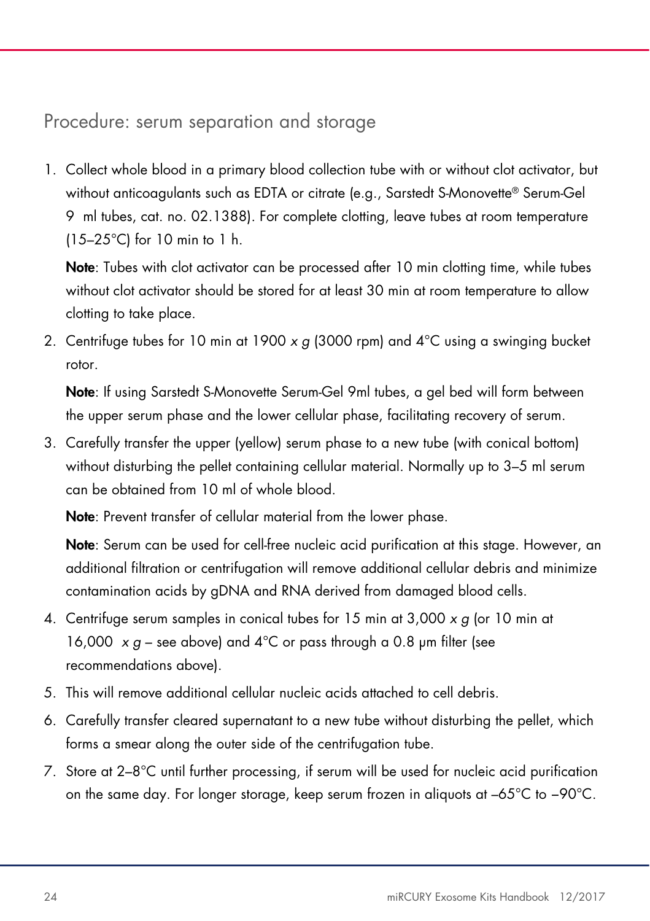## Procedure: serum separation and storage

1. Collect whole blood in a primary blood collection tube with or without clot activator, but without anticoagulants such as EDTA or citrate (e.g., Sarstedt S-Monovette® Serum-Gel 9 ml tubes, cat. no. 02.1388). For complete clotting, leave tubes at room temperature (15–25°C) for 10 min to 1 h.

   **Note**: Tubes with clot activator can be processed after 10 min clotting time, while tubes without clot activator should be stored for at least 30 min at room temperature to allow clotting to take place.

2. Centrifuge tubes for 10 min at 1900 *x g* (3000 rpm) and 4°C using a swinging bucket rotor.

   **Note**: If using Sarstedt S-Monovette Serum-Gel 9ml tubes, a gel bed will form between the upper serum phase and the lower cellular phase, facilitating recovery of serum.

3. Carefully transfer the upper (yellow) serum phase to a new tube (with conical bottom) without disturbing the pellet containing cellular material. Normally up to 3–5 ml serum can be obtained from 10 ml of whole blood.

   **Note**: Prevent transfer of cellular material from the lower phase.

   **Note**: Serum can be used for cell-free nucleic acid purification at this stage. However, an additional filtration or centrifugation will remove additional cellular debris and minimize contamination acids by gDNA and RNA derived from damaged blood cells.

4. Centrifuge serum samples in conical tubes for 15 min at 3,000 *x g* (or 10 min at 16,000 *x g* – see above) and 4°C or pass through a 0.8 µm filter (see recommendations above).

5. This will remove additional cellular nucleic acids attached to cell debris.

6. Carefully transfer cleared supernatant to a new tube without disturbing the pellet, which forms a smear along the outer side of the centrifugation tube.

7. Store at 2–8°C until further processing, if serum will be used for nucleic acid purification on the same day. For longer storage, keep serum frozen in aliquots at –65°C to –90°C.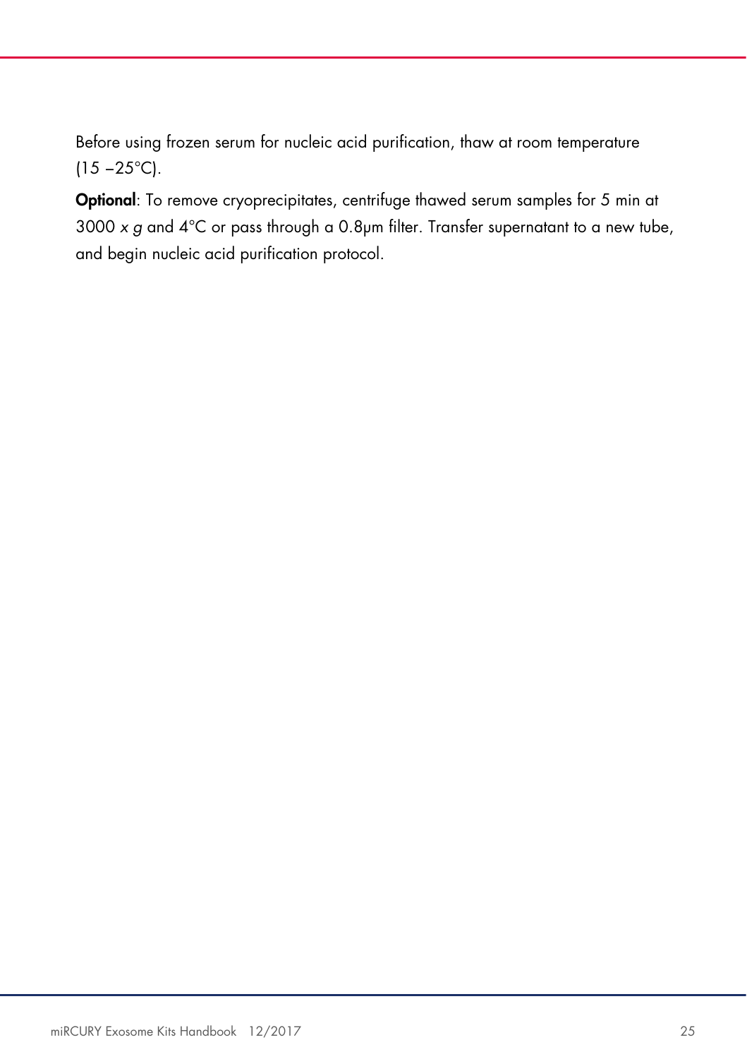Before using frozen serum for nucleic acid purification, thaw at room temperature (15 –25°C).

**Optional**: To remove cryoprecipitates, centrifuge thawed serum samples for 5 min at 3000 *x g* and 4°C or pass through a 0.8µm filter. Transfer supernatant to a new tube, and begin nucleic acid purification protocol.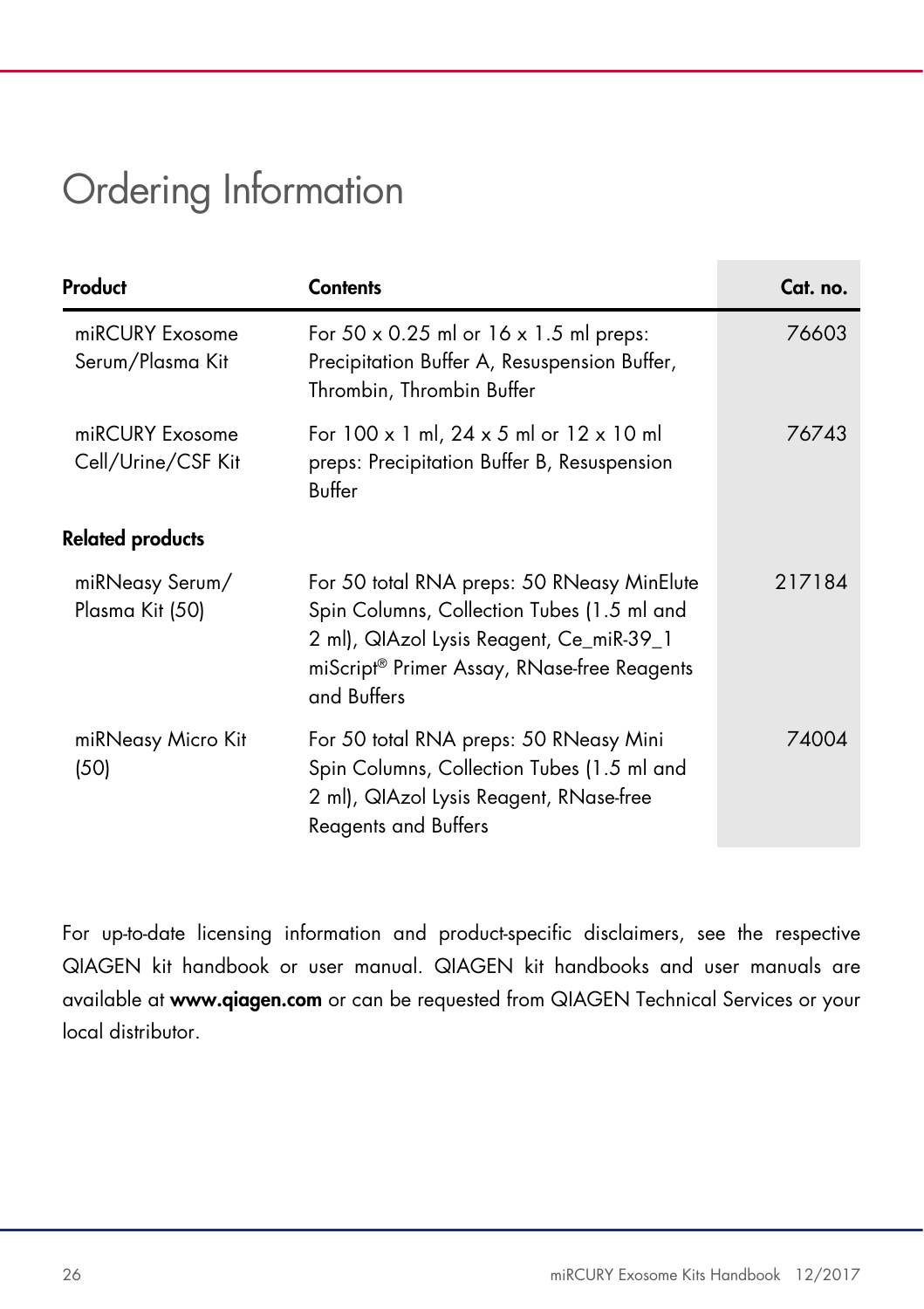# Ordering Information

| Product | Contents | Cat. no. |
|---|---|---|
| miRCURY Exosome Serum/Plasma Kit | For 50 x 0.25 ml or 16 x 1.5 ml preps: Precipitation Buffer A, Resuspension Buffer, Thrombin, Thrombin Buffer | 76603 |
| miRCURY Exosome Cell/Urine/CSF Kit | For 100 x 1 ml, 24 x 5 ml or 12 x 10 ml preps: Precipitation Buffer B, Resuspension Buffer | 76743 |
| **Related products** | | |
| miRNeasy Serum/ Plasma Kit (50) | For 50 total RNA preps: 50 RNeasy MinElute Spin Columns, Collection Tubes (1.5 ml and 2 ml), QIAzol Lysis Reagent, Ce_miR-39_1 miScript® Primer Assay, RNase-free Reagents and Buffers | 217184 |
| miRNeasy Micro Kit (50) | For 50 total RNA preps: 50 RNeasy Mini Spin Columns, Collection Tubes (1.5 ml and 2 ml), QIAzol Lysis Reagent, RNase-free Reagents and Buffers | 74004 |

For up-to-date licensing information and product-specific disclaimers, see the respective QIAGEN kit handbook or user manual. QIAGEN kit handbooks and user manuals are available at **www.qiagen.com** or can be requested from QIAGEN Technical Services or your local distributor.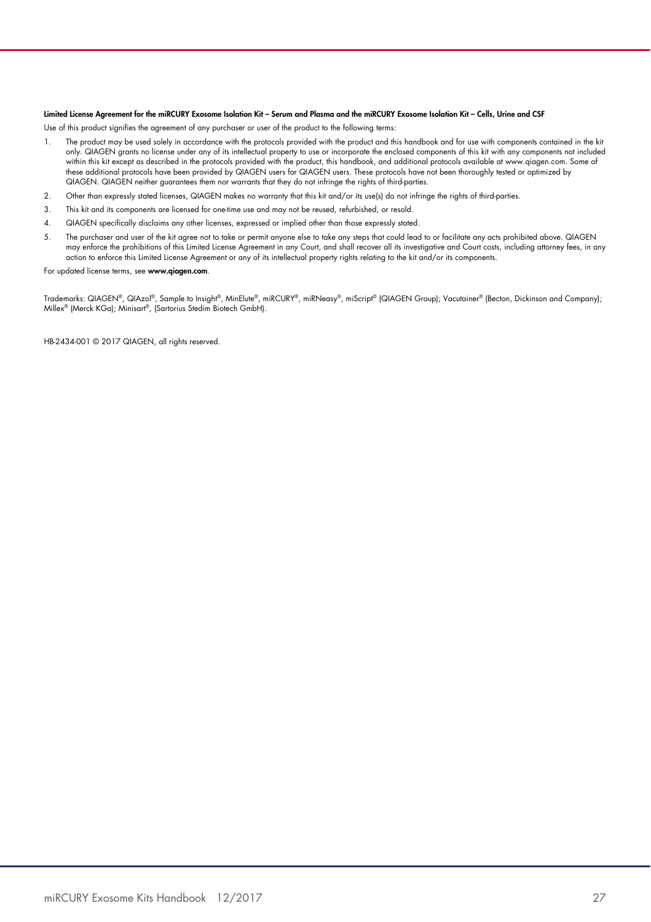**Limited License Agreement for the miRCURY Exosome Isolation Kit – Serum and Plasma and the miRCURY Exosome Isolation Kit – Cells, Urine and CSF**

Use of this product signifies the agreement of any purchaser or user of the product to the following terms:

1. The product may be used solely in accordance with the protocols provided with the product and this handbook and for use with components contained in the kit only. QIAGEN grants no license under any of its intellectual property to use or incorporate the enclosed components of this kit with any components not included within this kit except as described in the protocols provided with the product, this handbook, and additional protocols available at www.qiagen.com. Some of these additional protocols have been provided by QIAGEN users for QIAGEN users. These protocols have not been thoroughly tested or optimized by QIAGEN. QIAGEN neither guarantees them nor warrants that they do not infringe the rights of third-parties.
2. Other than expressly stated licenses, QIAGEN makes no warranty that this kit and/or its use(s) do not infringe the rights of third-parties.
3. This kit and its components are licensed for one-time use and may not be reused, refurbished, or resold.
4. QIAGEN specifically disclaims any other licenses, expressed or implied other than those expressly stated.
5. The purchaser and user of the kit agree not to take or permit anyone else to take any steps that could lead to or facilitate any acts prohibited above. QIAGEN may enforce the prohibitions of this Limited License Agreement in any Court, and shall recover all its investigative and Court costs, including attorney fees, in any action to enforce this Limited License Agreement or any of its intellectual property rights relating to the kit and/or its components.

For updated license terms, see **www.qiagen.com**.

Trademarks: QIAGEN®, QIAzol®, Sample to Insight®, MinElute®, miRCURY®, miRNeasy®, miScript® (QIAGEN Group); Vacutainer® (Becton, Dickinson and Company); Millex® (Merck KGa); Minisart®, (Sartorius Stedim Biotech GmbH).

HB-2434-001 © 2017 QIAGEN, all rights reserved.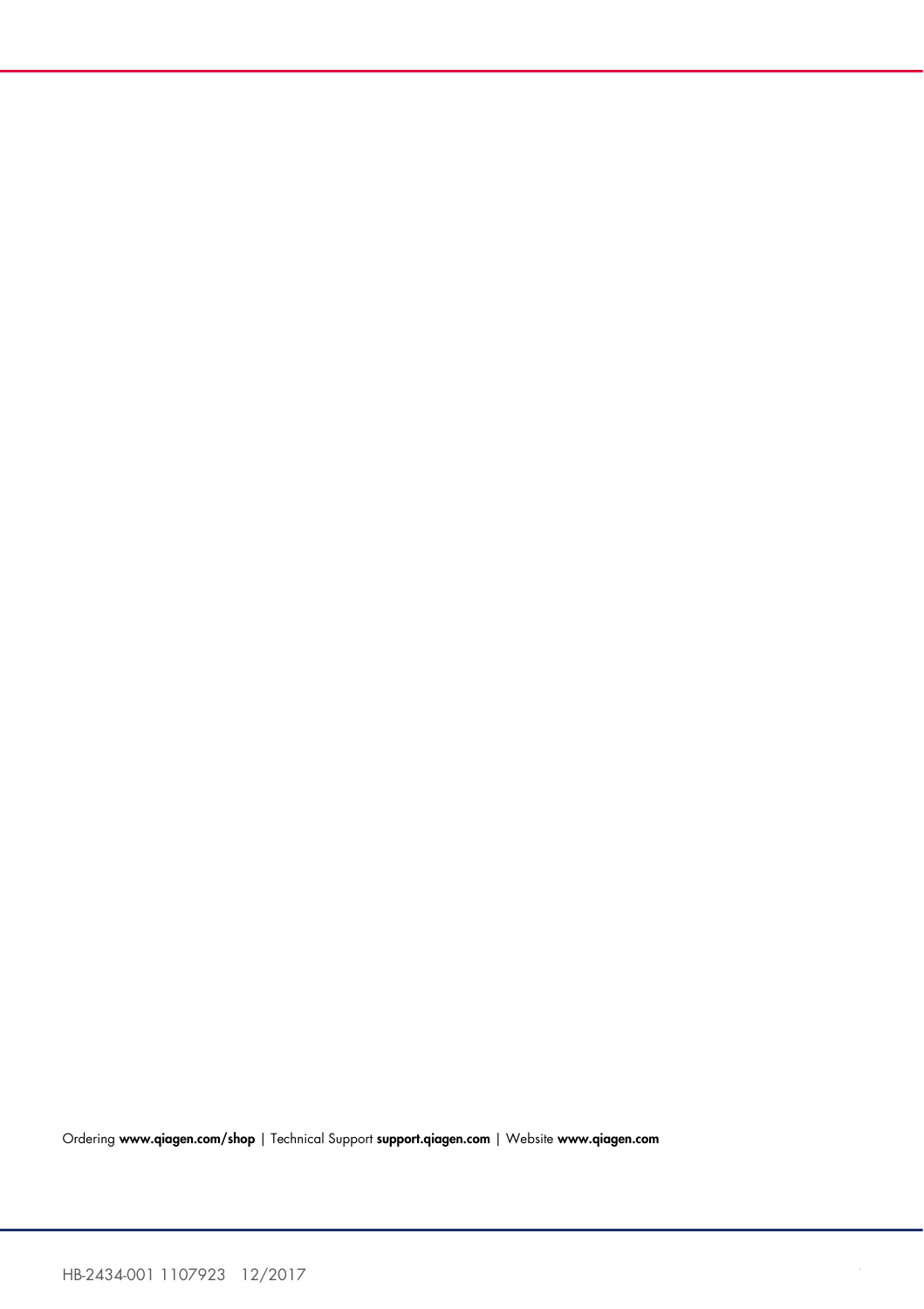Ordering **www.qiagen.com/shop** | Technical Support **support.qiagen.com** | Website **www.qiagen.com**

HB-2434-001 1107923 12/2017